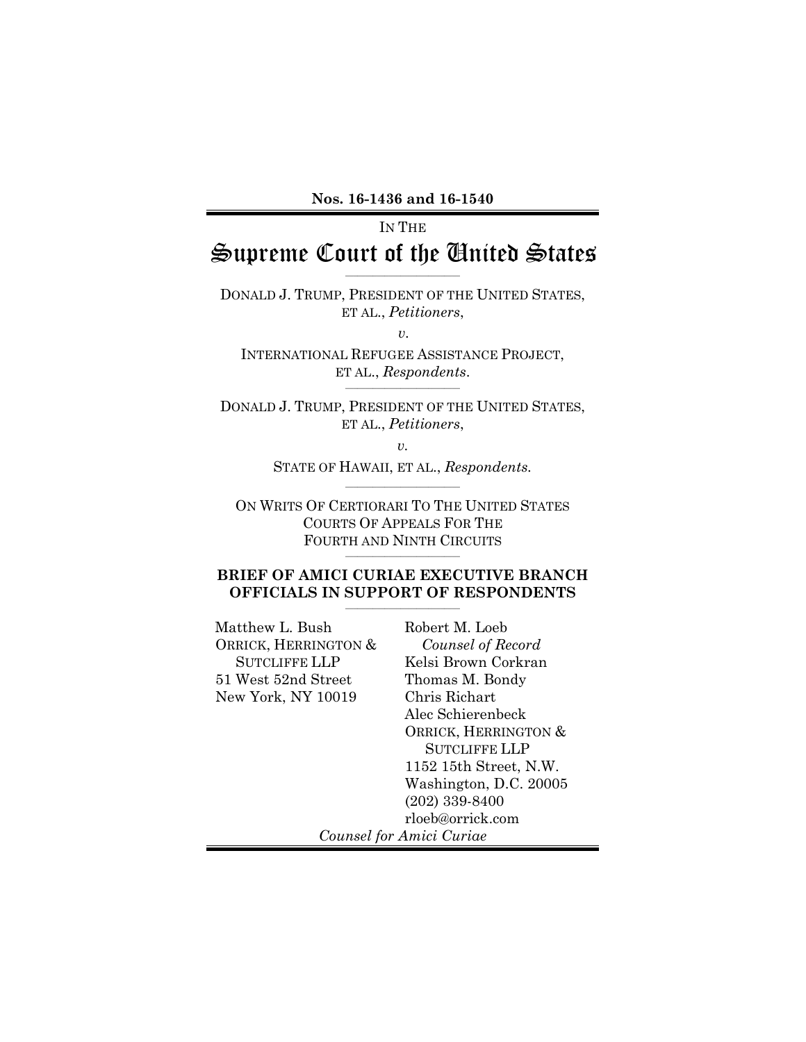**Nos. 16-1436 and 16-1540**

IN THE

# Supreme Court of the United States

DONALD J. TRUMP, PRESIDENT OF THE UNITED STATES, ET AL., *Petitioners*,

*v.*

INTERNATIONAL REFUGEE ASSISTANCE PROJECT, ET AL., *Respondents*.

DONALD J. TRUMP, PRESIDENT OF THE UNITED STATES, ET AL., *Petitioners*,

*v.*

STATE OF HAWAII, ET AL., *Respondents.*

ON WRITS OF CERTIORARI TO THE UNITED STATES COURTS OF APPEALS FOR THE FOURTH AND NINTH CIRCUITS

## BRIEF OF AMICI CURIAE EXECUTIVE BRANCH OFFICIALS IN SUPPORT OF RESPONDENTS

Matthew L. Bush
ORRICK, HERRINGTON & SUTCLIFFE LLP
51 West 52nd Street
New York, NY 10019

Robert M. Loeb
*Counsel of Record*
Kelsi Brown Corkran
Thomas M. Bondy
Chris Richart
Alec Schierenbeck
ORRICK, HERRINGTON & SUTCLIFFE LLP
1152 15th Street, N.W.
Washington, D.C. 20005
(202) 339-8400
rloeb@orrick.com

*Counsel for Amici Curiae*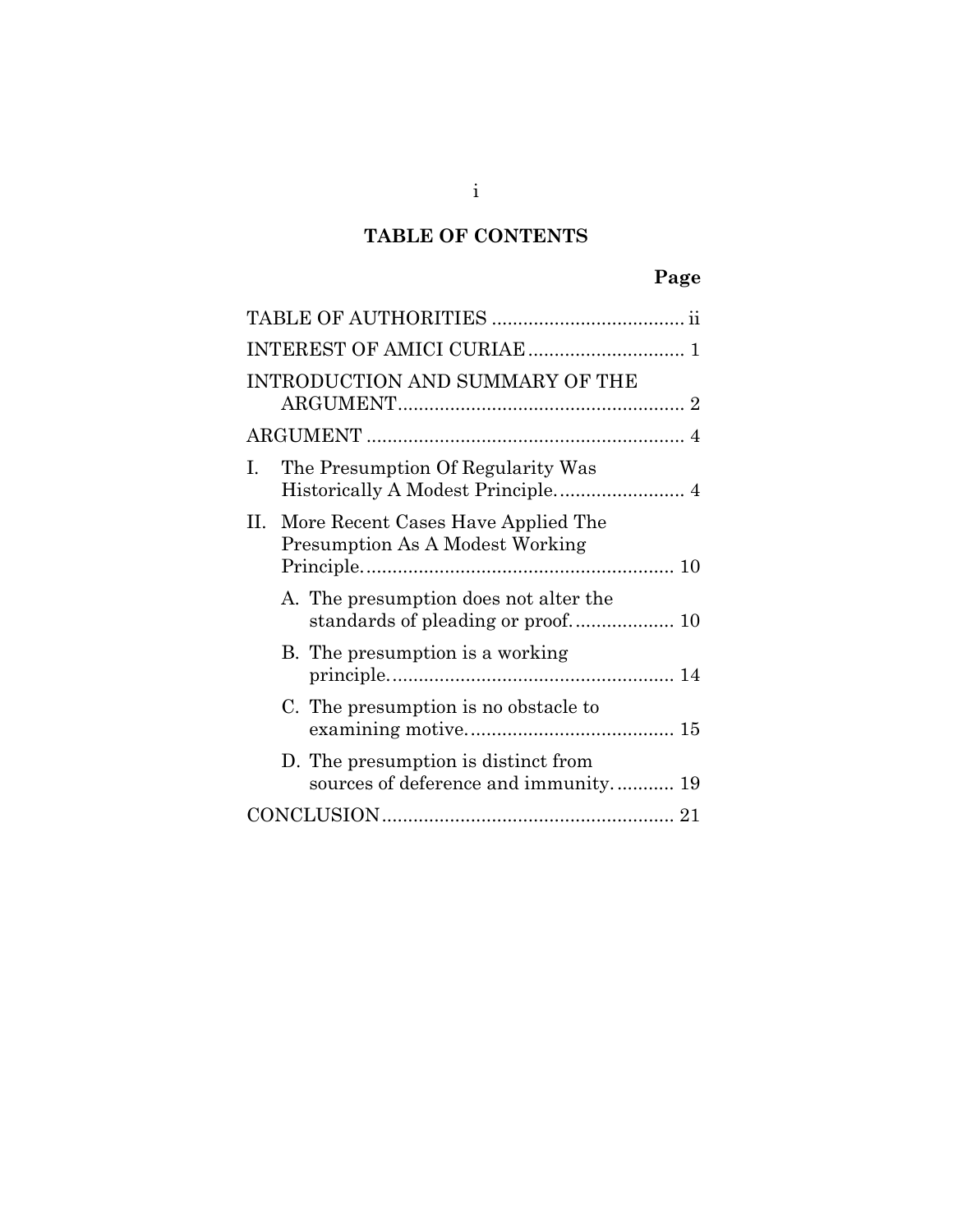# TABLE OF CONTENTS

| | Page |
|---|---|
| TABLE OF AUTHORITIES | ii |
| INTEREST OF AMICI CURIAE | 1 |
| INTRODUCTION AND SUMMARY OF THE ARGUMENT | 2 |
| ARGUMENT | 4 |
| I. The Presumption Of Regularity Was Historically A Modest Principle. | 4 |
| II. More Recent Cases Have Applied The Presumption As A Modest Working Principle. | 10 |
| A. The presumption does not alter the standards of pleading or proof. | 10 |
| B. The presumption is a working principle. | 14 |
| C. The presumption is no obstacle to examining motive. | 15 |
| D. The presumption is distinct from sources of deference and immunity. | 19 |
| CONCLUSION | 21 |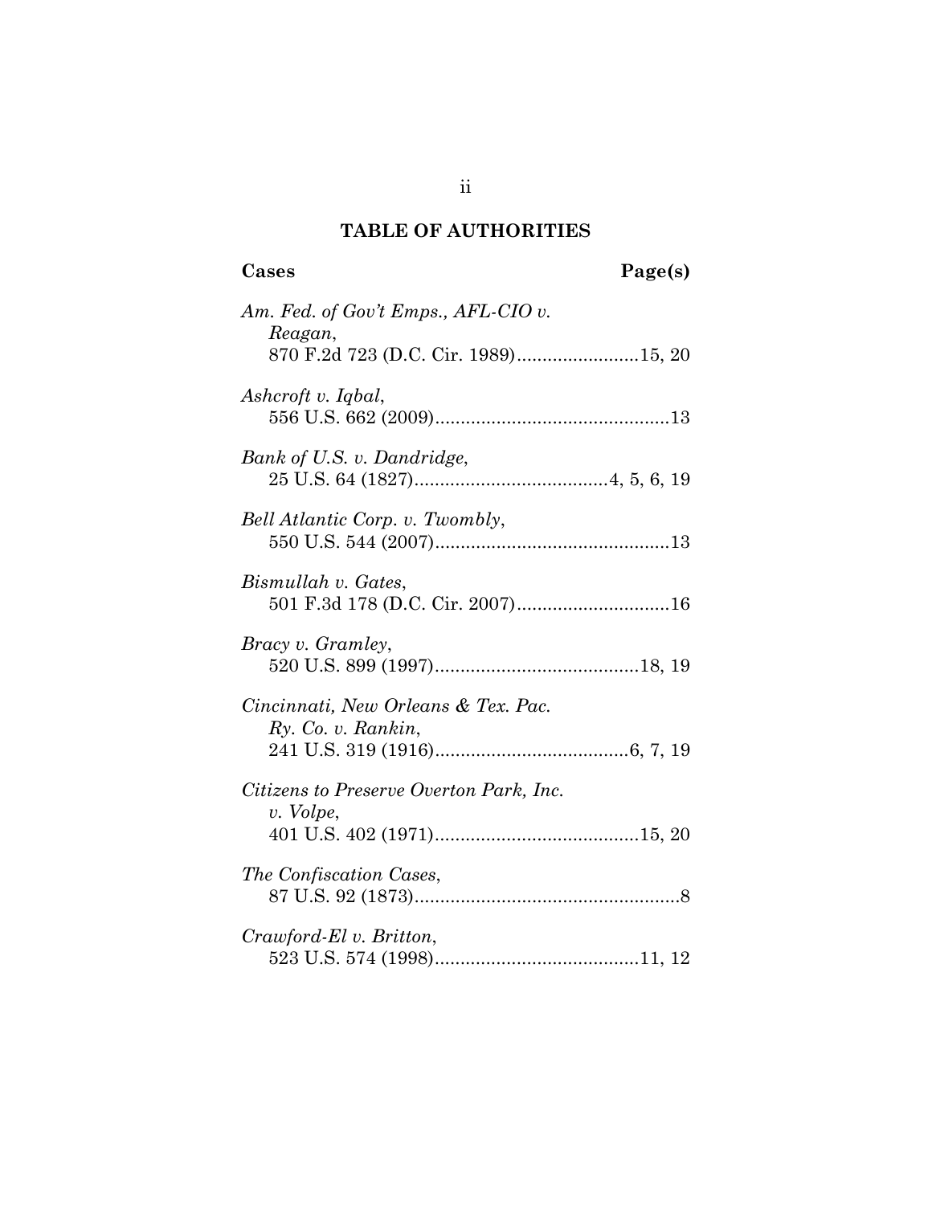## TABLE OF AUTHORITIES

**Cases** **Page(s)**

*Am. Fed. of Gov't Emps., AFL-CIO v. Reagan*,
870 F.2d 723 (D.C. Cir. 1989)........................15, 20

*Ashcroft v. Iqbal*,
556 U.S. 662 (2009)..............................................13

*Bank of U.S. v. Dandridge*,
25 U.S. 64 (1827)......................................4, 5, 6, 19

*Bell Atlantic Corp. v. Twombly*,
550 U.S. 544 (2007)..............................................13

*Bismullah v. Gates*,
501 F.3d 178 (D.C. Cir. 2007)..............................16

*Bracy v. Gramley*,
520 U.S. 899 (1997)........................................18, 19

*Cincinnati, New Orleans & Tex. Pac. Ry. Co. v. Rankin*,
241 U.S. 319 (1916)......................................6, 7, 19

*Citizens to Preserve Overton Park, Inc. v. Volpe*,
401 U.S. 402 (1971)........................................15, 20

*The Confiscation Cases*,
87 U.S. 92 (1873)....................................................8

*Crawford-El v. Britton*,
523 U.S. 574 (1998)........................................11, 12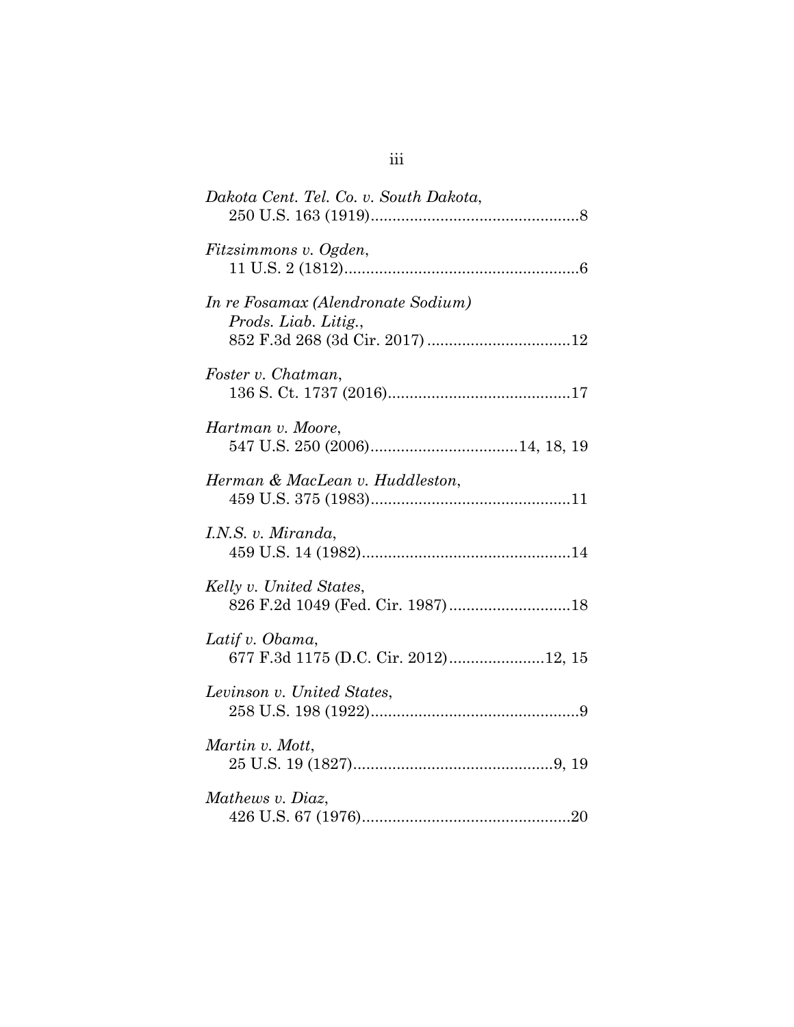*Dakota Cent. Tel. Co. v. South Dakota*,
250 U.S. 163 (1919)................................................8

*Fitzsimmons v. Ogden*,
11 U.S. 2 (1812)......................................................6

*In re Fosamax (Alendronate Sodium) Prods. Liab. Litig.*,
852 F.3d 268 (3d Cir. 2017) .................................12

*Foster v. Chatman*,
136 S. Ct. 1737 (2016)..........................................17

*Hartman v. Moore*,
547 U.S. 250 (2006).................................14, 18, 19

*Herman & MacLean v. Huddleston*,
459 U.S. 375 (1983).............................................11

*I.N.S. v. Miranda*,
459 U.S. 14 (1982)................................................14

*Kelly v. United States*,
826 F.2d 1049 (Fed. Cir. 1987)............................18

*Latif v. Obama*,
677 F.3d 1175 (D.C. Cir. 2012)......................12, 15

*Levinson v. United States*,
258 U.S. 198 (1922)................................................9

*Martin v. Mott*,
25 U.S. 19 (1827)..............................................9, 19

*Mathews v. Diaz*,
426 U.S. 67 (1976)................................................20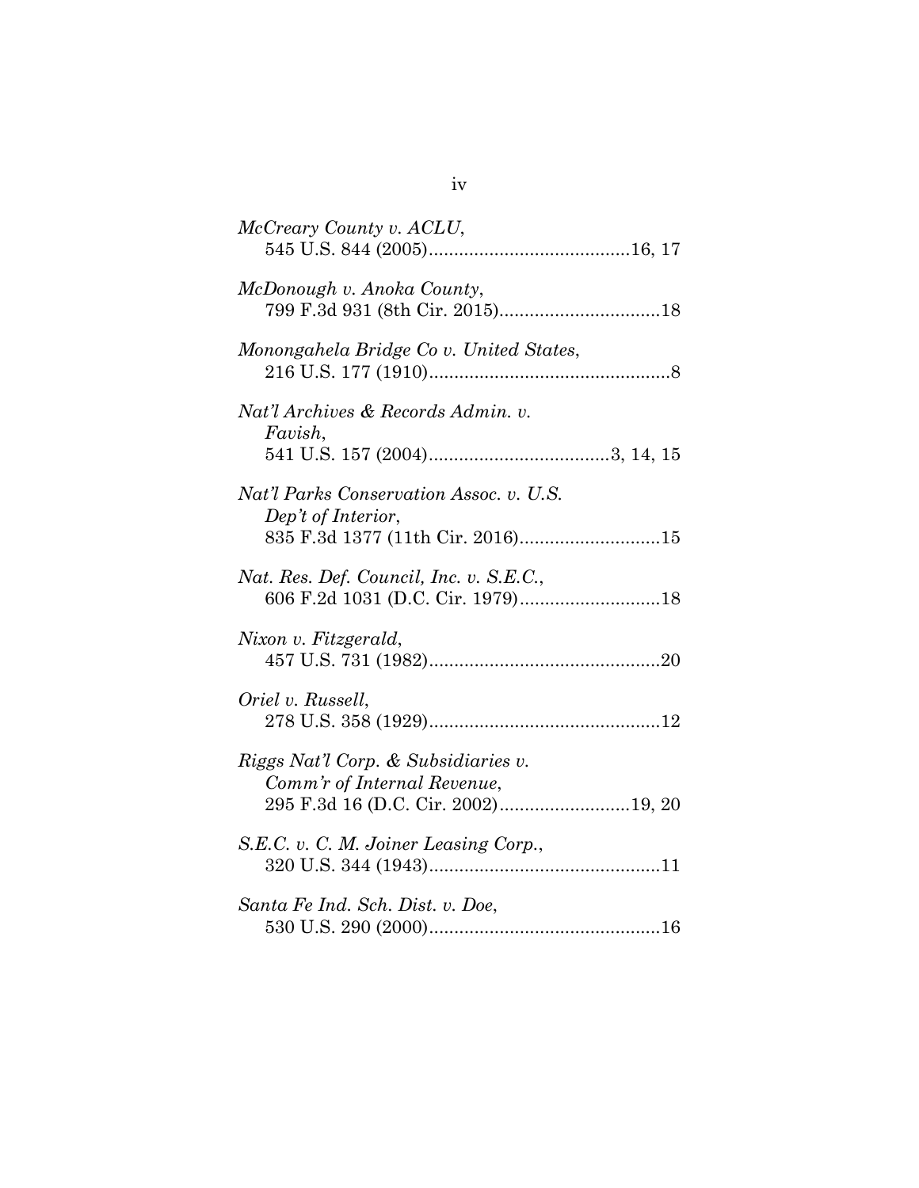*McCreary County v. ACLU*,
545 U.S. 844 (2005)........................................16, 17

*McDonough v. Anoka County*,
799 F.3d 931 (8th Cir. 2015)................................18

*Monongahela Bridge Co v. United States*,
216 U.S. 177 (1910)................................................8

*Nat'l Archives & Records Admin. v. Favish*,
541 U.S. 157 (2004)....................................3, 14, 15

*Nat'l Parks Conservation Assoc. v. U.S. Dep't of Interior*,
835 F.3d 1377 (11th Cir. 2016)............................15

*Nat. Res. Def. Council, Inc. v. S.E.C.*,
606 F.2d 1031 (D.C. Cir. 1979)............................18

*Nixon v. Fitzgerald*,
457 U.S. 731 (1982)..............................................20

*Oriel v. Russell*,
278 U.S. 358 (1929)..............................................12

*Riggs Nat'l Corp. & Subsidiaries v. Comm'r of Internal Revenue*,
295 F.3d 16 (D.C. Cir. 2002)..........................19, 20

*S.E.C. v. C. M. Joiner Leasing Corp.*,
320 U.S. 344 (1943)..............................................11

*Santa Fe Ind. Sch. Dist. v. Doe*,
530 U.S. 290 (2000)..............................................16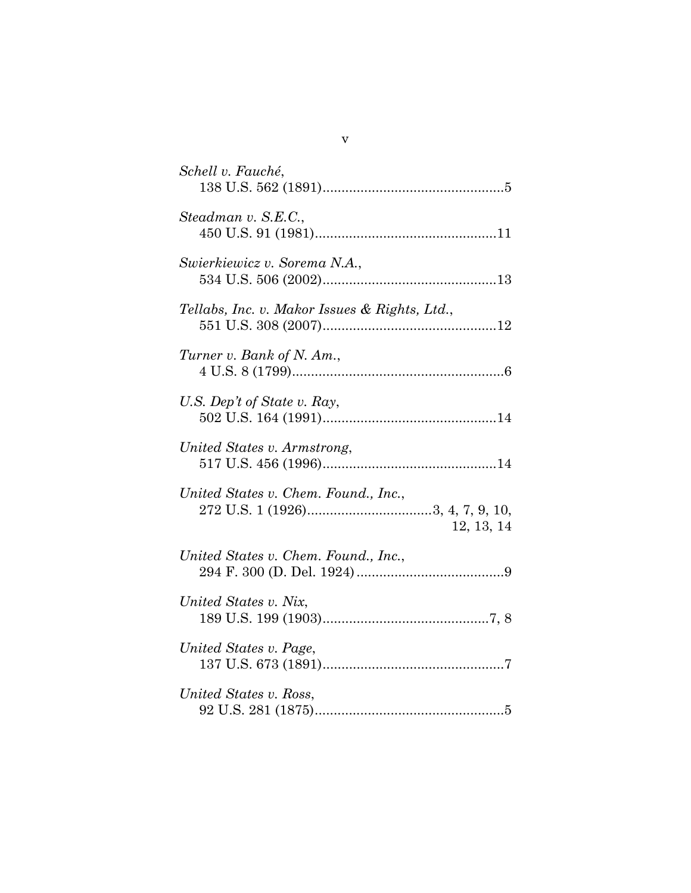*Schell v. Fauché*,
138 U.S. 562 (1891)................................................5

*Steadman v. S.E.C.*,
450 U.S. 91 (1981)................................................11

*Swierkiewicz v. Sorema N.A.*,
534 U.S. 506 (2002)..............................................13

*Tellabs, Inc. v. Makor Issues & Rights, Ltd.*,
551 U.S. 308 (2007)..............................................12

*Turner v. Bank of N. Am.*,
4 U.S. 8 (1799)........................................................6

*U.S. Dep't of State v. Ray*,
502 U.S. 164 (1991)..............................................14

*United States v. Armstrong*,
517 U.S. 456 (1996)..............................................14

*United States v. Chem. Found., Inc.*,
272 U.S. 1 (1926).................................3, 4, 7, 9, 10, 12, 13, 14

*United States v. Chem. Found., Inc.*,
294 F. 300 (D. Del. 1924).......................................9

*United States v. Nix*,
189 U.S. 199 (1903)............................................7, 8

*United States v. Page*,
137 U.S. 673 (1891)................................................7

*United States v. Ross*,
92 U.S. 281 (1875)..................................................5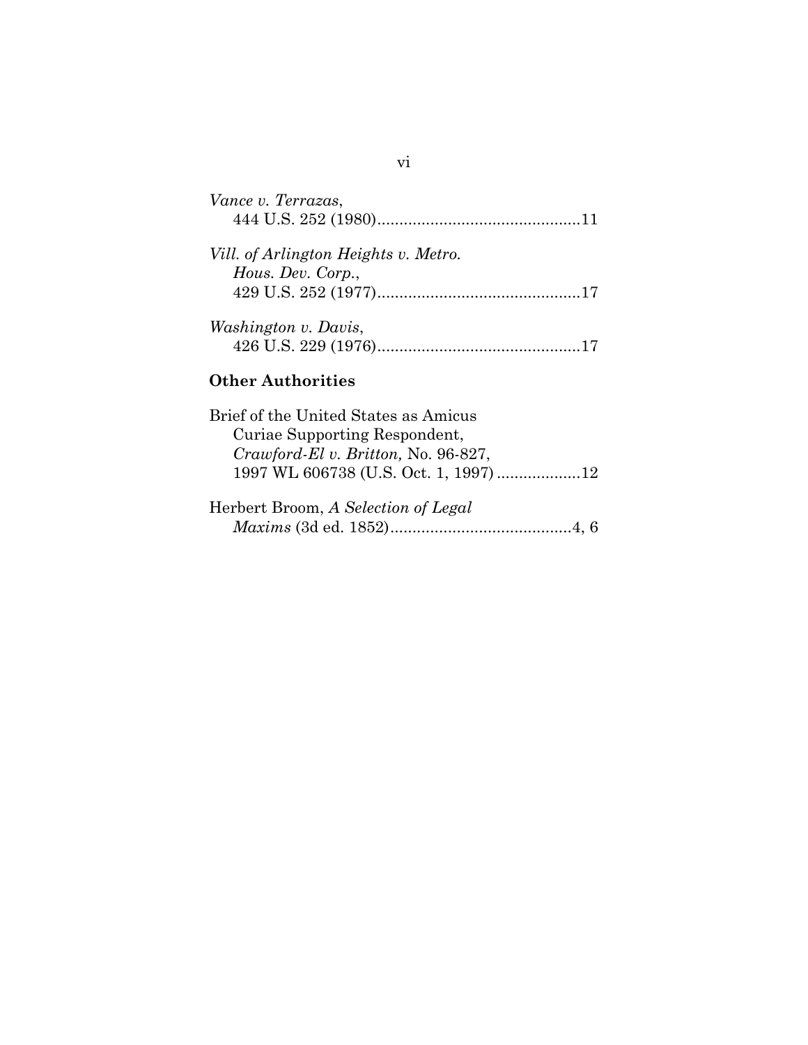*Vance v. Terrazas*,
444 U.S. 252 (1980)..............................................11

*Vill. of Arlington Heights v. Metro. Hous. Dev. Corp.*,
429 U.S. 252 (1977)..............................................17

*Washington v. Davis*,
426 U.S. 229 (1976)..............................................17

**Other Authorities**

Brief of the United States as Amicus Curiae Supporting Respondent, *Crawford-El v. Britton,* No. 96-827, 1997 WL 606738 (U.S. Oct. 1, 1997) ...................12

Herbert Broom, *A Selection of Legal Maxims* (3d ed. 1852).........................................4, 6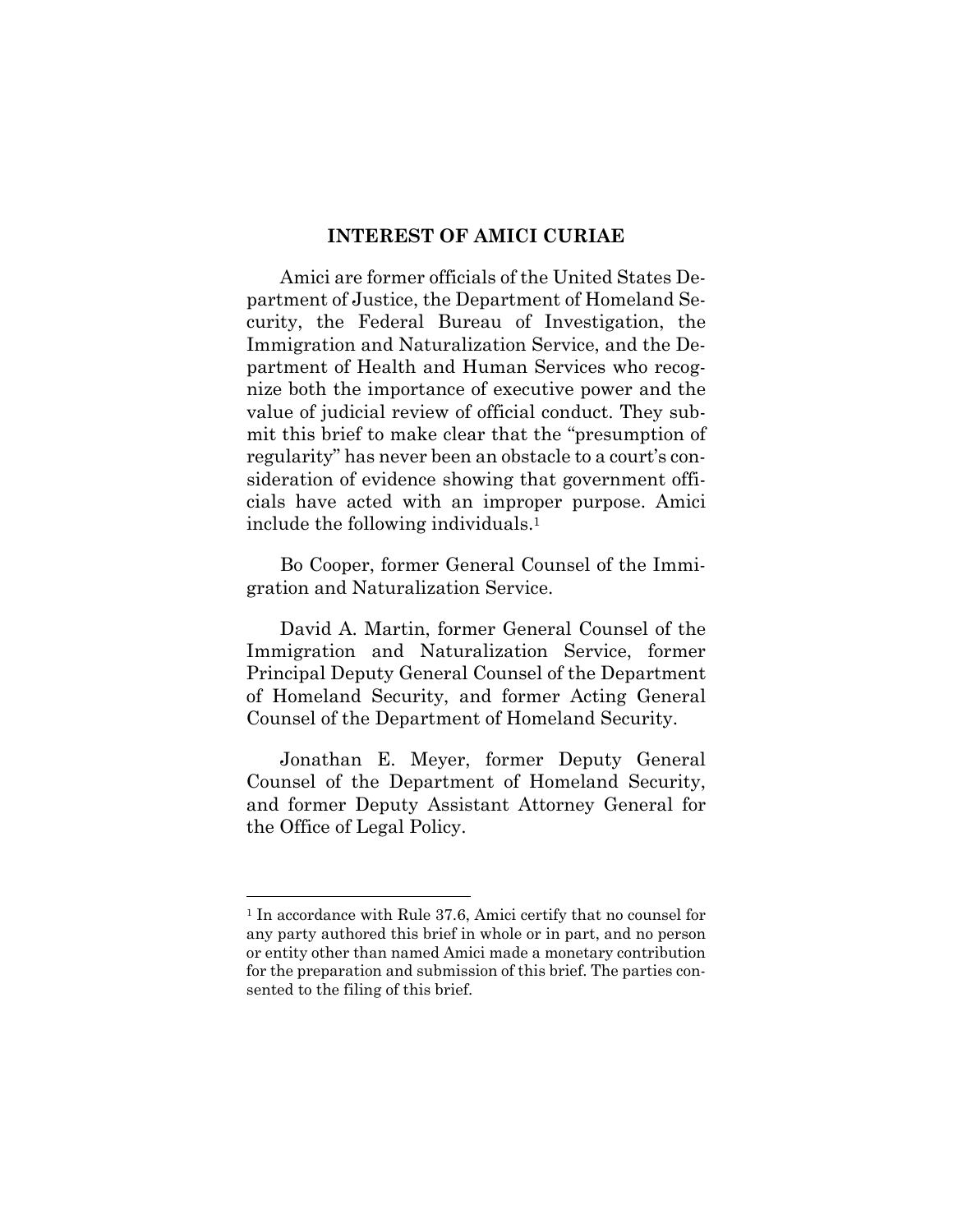## INTEREST OF AMICI CURIAE

Amici are former officials of the United States Department of Justice, the Department of Homeland Security, the Federal Bureau of Investigation, the Immigration and Naturalization Service, and the Department of Health and Human Services who recognize both the importance of executive power and the value of judicial review of official conduct. They submit this brief to make clear that the "presumption of regularity" has never been an obstacle to a court's consideration of evidence showing that government officials have acted with an improper purpose. Amici include the following individuals.[1]

Bo Cooper, former General Counsel of the Immigration and Naturalization Service.

David A. Martin, former General Counsel of the Immigration and Naturalization Service, former Principal Deputy General Counsel of the Department of Homeland Security, and former Acting General Counsel of the Department of Homeland Security.

Jonathan E. Meyer, former Deputy General Counsel of the Department of Homeland Security, and former Deputy Assistant Attorney General for the Office of Legal Policy.

---

[1] In accordance with Rule 37.6, Amici certify that no counsel for any party authored this brief in whole or in part, and no person or entity other than named Amici made a monetary contribution for the preparation and submission of this brief. The parties consented to the filing of this brief.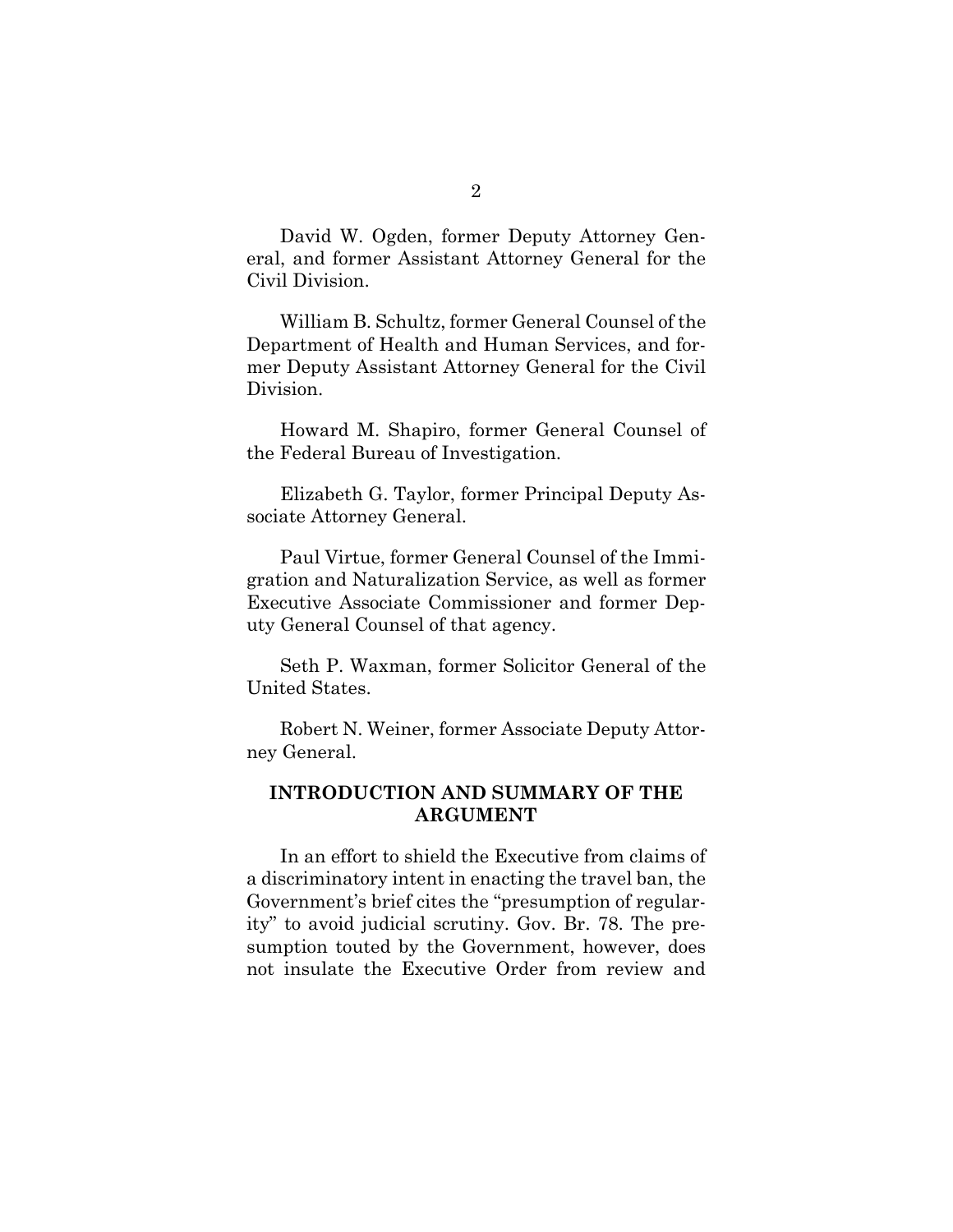David W. Ogden, former Deputy Attorney General, and former Assistant Attorney General for the Civil Division.

William B. Schultz, former General Counsel of the Department of Health and Human Services, and former Deputy Assistant Attorney General for the Civil Division.

Howard M. Shapiro, former General Counsel of the Federal Bureau of Investigation.

Elizabeth G. Taylor, former Principal Deputy Associate Attorney General.

Paul Virtue, former General Counsel of the Immigration and Naturalization Service, as well as former Executive Associate Commissioner and former Deputy General Counsel of that agency.

Seth P. Waxman, former Solicitor General of the United States.

Robert N. Weiner, former Associate Deputy Attorney General.

## INTRODUCTION AND SUMMARY OF THE ARGUMENT

In an effort to shield the Executive from claims of a discriminatory intent in enacting the travel ban, the Government's brief cites the "presumption of regularity" to avoid judicial scrutiny. Gov. Br. 78. The presumption touted by the Government, however, does not insulate the Executive Order from review and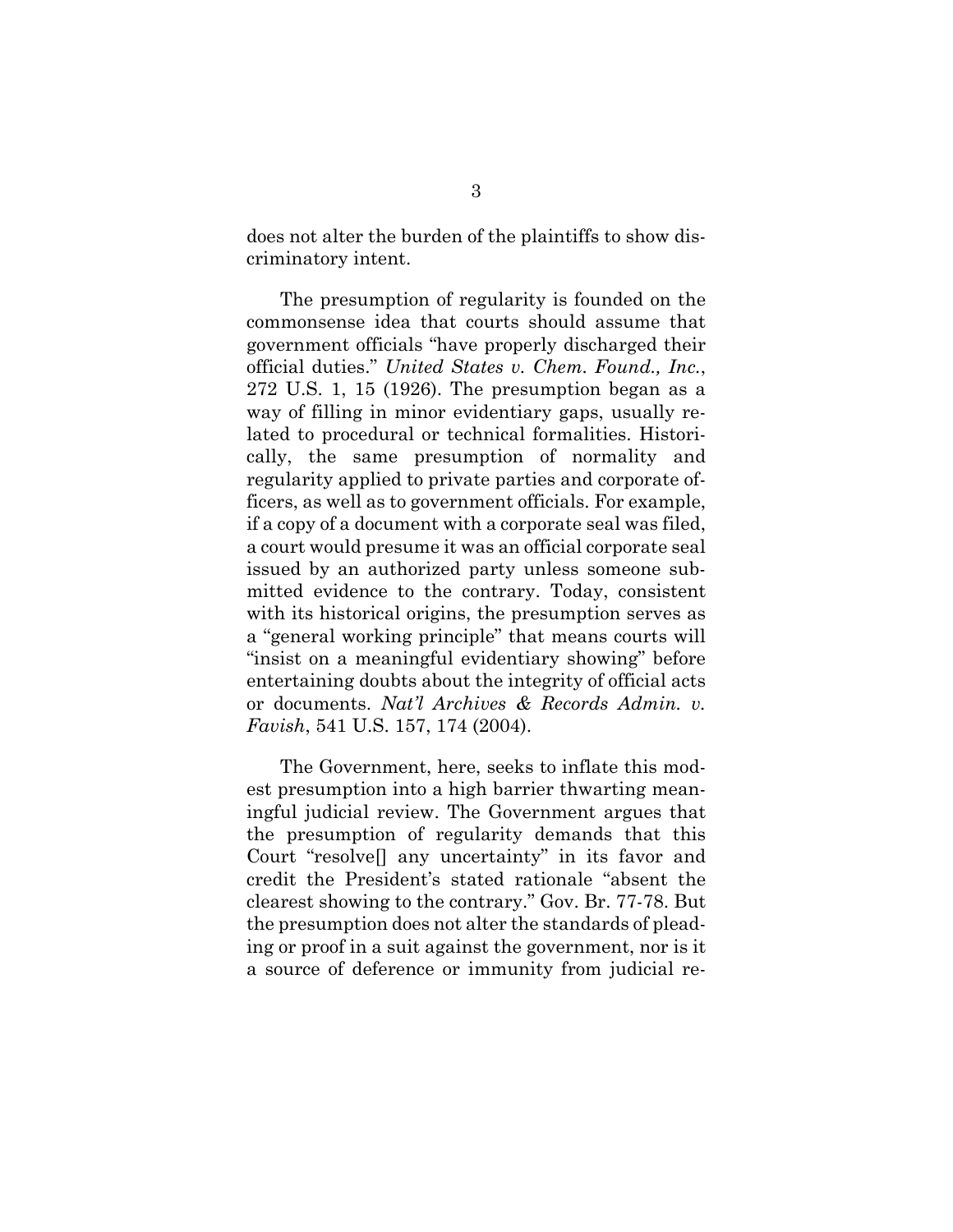does not alter the burden of the plaintiffs to show discriminatory intent.

The presumption of regularity is founded on the commonsense idea that courts should assume that government officials "have properly discharged their official duties." *United States v. Chem. Found., Inc.*, 272 U.S. 1, 15 (1926). The presumption began as a way of filling in minor evidentiary gaps, usually related to procedural or technical formalities. Historically, the same presumption of normality and regularity applied to private parties and corporate officers, as well as to government officials. For example, if a copy of a document with a corporate seal was filed, a court would presume it was an official corporate seal issued by an authorized party unless someone submitted evidence to the contrary. Today, consistent with its historical origins, the presumption serves as a "general working principle" that means courts will "insist on a meaningful evidentiary showing" before entertaining doubts about the integrity of official acts or documents. *Nat'l Archives & Records Admin. v. Favish*, 541 U.S. 157, 174 (2004).

The Government, here, seeks to inflate this modest presumption into a high barrier thwarting meaningful judicial review. The Government argues that the presumption of regularity demands that this Court "resolve[] any uncertainty" in its favor and credit the President's stated rationale "absent the clearest showing to the contrary." Gov. Br. 77-78. But the presumption does not alter the standards of pleading or proof in a suit against the government, nor is it a source of deference or immunity from judicial re-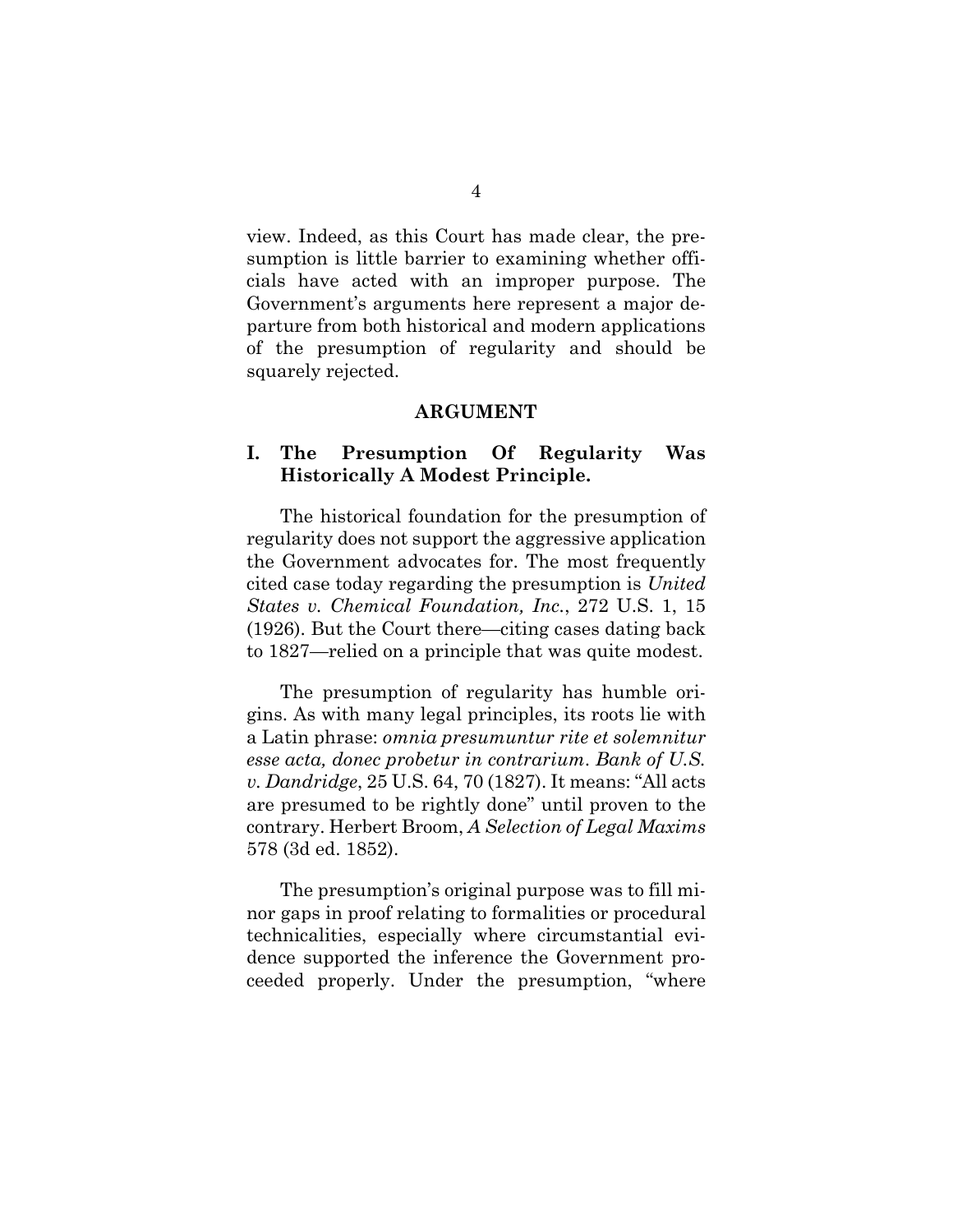view. Indeed, as this Court has made clear, the presumption is little barrier to examining whether officials have acted with an improper purpose. The Government's arguments here represent a major departure from both historical and modern applications of the presumption of regularity and should be squarely rejected.

## ARGUMENT

### I. The Presumption Of Regularity Was Historically A Modest Principle.

The historical foundation for the presumption of regularity does not support the aggressive application the Government advocates for. The most frequently cited case today regarding the presumption is *United States v. Chemical Foundation, Inc.*, 272 U.S. 1, 15 (1926). But the Court there—citing cases dating back to 1827—relied on a principle that was quite modest.

The presumption of regularity has humble origins. As with many legal principles, its roots lie with a Latin phrase: *omnia presumuntur rite et solemnitur esse acta, donec probetur in contrarium*. *Bank of U.S. v. Dandridge*, 25 U.S. 64, 70 (1827). It means: "All acts are presumed to be rightly done" until proven to the contrary. Herbert Broom, *A Selection of Legal Maxims* 578 (3d ed. 1852).

The presumption's original purpose was to fill minor gaps in proof relating to formalities or procedural technicalities, especially where circumstantial evidence supported the inference the Government proceeded properly. Under the presumption, "where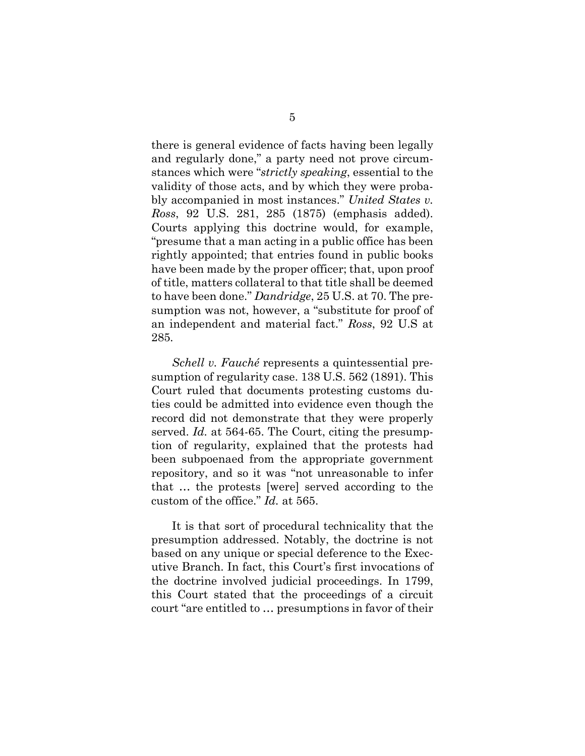there is general evidence of facts having been legally and regularly done," a party need not prove circumstances which were "*strictly speaking*, essential to the validity of those acts, and by which they were probably accompanied in most instances." *United States v. Ross*, 92 U.S. 281, 285 (1875) (emphasis added). Courts applying this doctrine would, for example, "presume that a man acting in a public office has been rightly appointed; that entries found in public books have been made by the proper officer; that, upon proof of title, matters collateral to that title shall be deemed to have been done." *Dandridge*, 25 U.S. at 70. The presumption was not, however, a "substitute for proof of an independent and material fact." *Ross*, 92 U.S at 285.

*Schell v. Fauché* represents a quintessential presumption of regularity case. 138 U.S. 562 (1891). This Court ruled that documents protesting customs duties could be admitted into evidence even though the record did not demonstrate that they were properly served. *Id.* at 564-65. The Court, citing the presumption of regularity, explained that the protests had been subpoenaed from the appropriate government repository, and so it was "not unreasonable to infer that … the protests [were] served according to the custom of the office." *Id.* at 565.

It is that sort of procedural technicality that the presumption addressed. Notably, the doctrine is not based on any unique or special deference to the Executive Branch. In fact, this Court's first invocations of the doctrine involved judicial proceedings. In 1799, this Court stated that the proceedings of a circuit court "are entitled to … presumptions in favor of their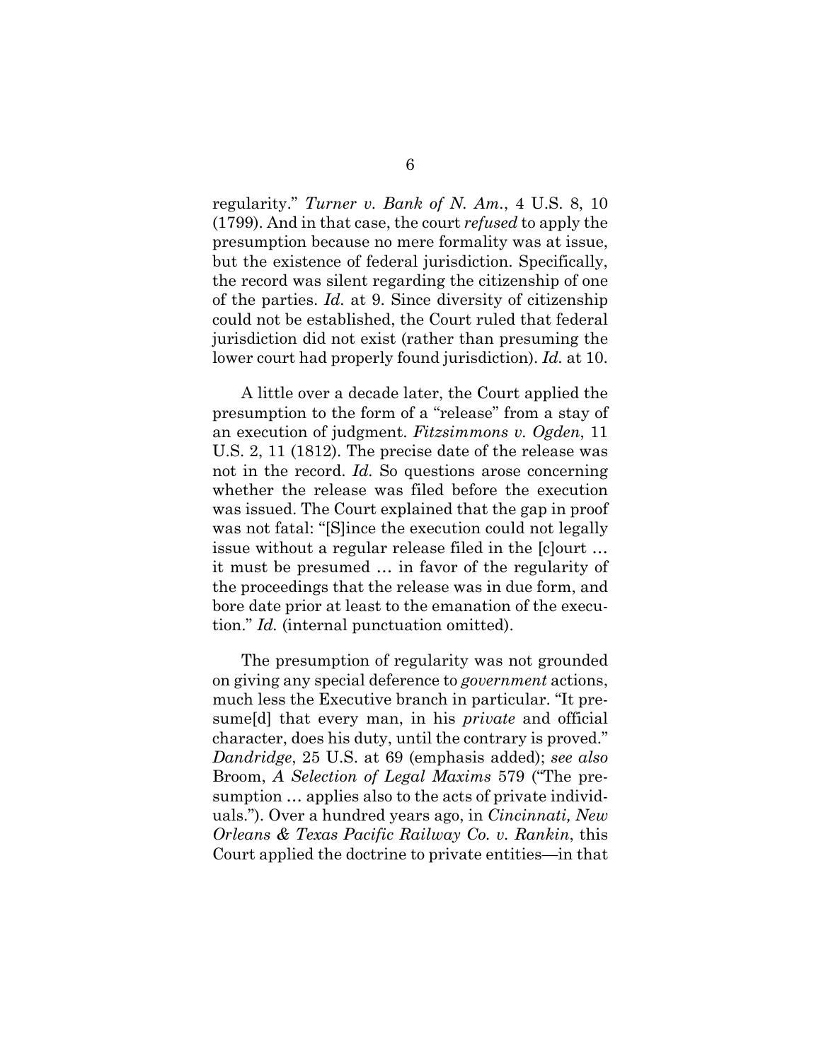regularity." *Turner v. Bank of N. Am.*, 4 U.S. 8, 10 (1799). And in that case, the court *refused* to apply the presumption because no mere formality was at issue, but the existence of federal jurisdiction. Specifically, the record was silent regarding the citizenship of one of the parties. *Id.* at 9. Since diversity of citizenship could not be established, the Court ruled that federal jurisdiction did not exist (rather than presuming the lower court had properly found jurisdiction). *Id.* at 10.

A little over a decade later, the Court applied the presumption to the form of a "release" from a stay of an execution of judgment. *Fitzsimmons v. Ogden*, 11 U.S. 2, 11 (1812). The precise date of the release was not in the record. *Id.* So questions arose concerning whether the release was filed before the execution was issued. The Court explained that the gap in proof was not fatal: "[S]ince the execution could not legally issue without a regular release filed in the [c]ourt … it must be presumed … in favor of the regularity of the proceedings that the release was in due form, and bore date prior at least to the emanation of the execution." *Id.* (internal punctuation omitted).

The presumption of regularity was not grounded on giving any special deference to *government* actions, much less the Executive branch in particular. "It presume[d] that every man, in his *private* and official character, does his duty, until the contrary is proved." *Dandridge*, 25 U.S. at 69 (emphasis added); *see also* Broom, *A Selection of Legal Maxims* 579 ("The presumption … applies also to the acts of private individuals."). Over a hundred years ago, in *Cincinnati, New Orleans & Texas Pacific Railway Co. v. Rankin*, this Court applied the doctrine to private entities—in that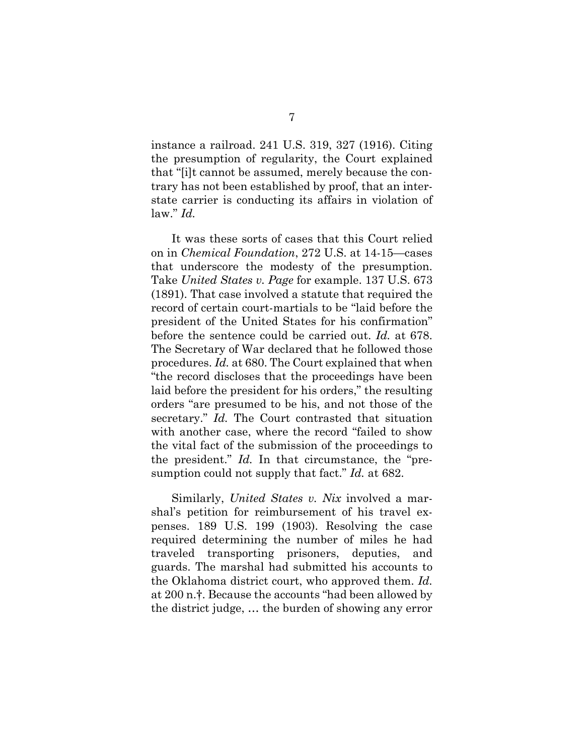instance a railroad. 241 U.S. 319, 327 (1916). Citing the presumption of regularity, the Court explained that "[i]t cannot be assumed, merely because the contrary has not been established by proof, that an interstate carrier is conducting its affairs in violation of law." *Id.*

It was these sorts of cases that this Court relied on in *Chemical Foundation*, 272 U.S. at 14-15—cases that underscore the modesty of the presumption. Take *United States v. Page* for example. 137 U.S. 673 (1891). That case involved a statute that required the record of certain court-martials to be "laid before the president of the United States for his confirmation" before the sentence could be carried out. *Id.* at 678. The Secretary of War declared that he followed those procedures. *Id.* at 680. The Court explained that when "the record discloses that the proceedings have been laid before the president for his orders," the resulting orders "are presumed to be his, and not those of the secretary." *Id.* The Court contrasted that situation with another case, where the record "failed to show the vital fact of the submission of the proceedings to the president." *Id.* In that circumstance, the "presumption could not supply that fact." *Id.* at 682.

Similarly, *United States v. Nix* involved a marshal's petition for reimbursement of his travel expenses. 189 U.S. 199 (1903). Resolving the case required determining the number of miles he had traveled transporting prisoners, deputies, and guards. The marshal had submitted his accounts to the Oklahoma district court, who approved them. *Id.* at 200 n.†. Because the accounts "had been allowed by the district judge, … the burden of showing any error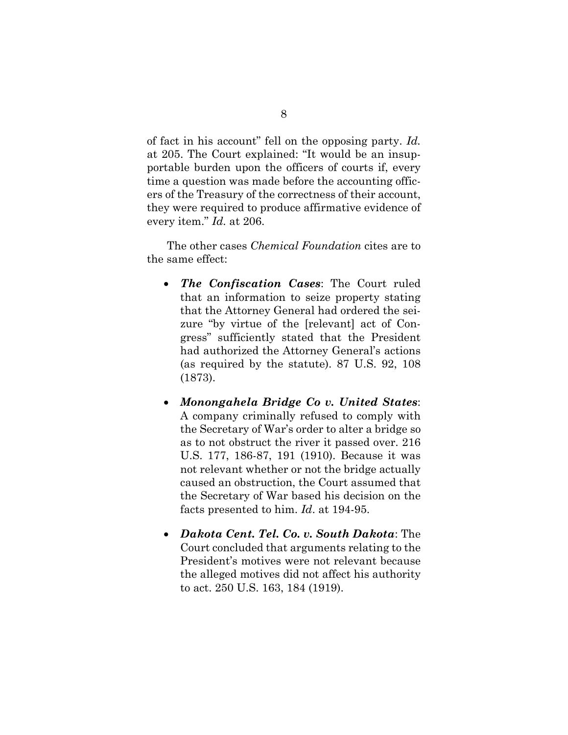of fact in his account" fell on the opposing party. *Id.* at 205. The Court explained: "It would be an insupportable burden upon the officers of courts if, every time a question was made before the accounting officers of the Treasury of the correctness of their account, they were required to produce affirmative evidence of every item." *Id.* at 206.

The other cases *Chemical Foundation* cites are to the same effect:

- ***The Confiscation Cases***: The Court ruled that an information to seize property stating that the Attorney General had ordered the seizure "by virtue of the [relevant] act of Congress" sufficiently stated that the President had authorized the Attorney General's actions (as required by the statute). 87 U.S. 92, 108 (1873).

- ***Monongahela Bridge Co v. United States***: A company criminally refused to comply with the Secretary of War's order to alter a bridge so as to not obstruct the river it passed over. 216 U.S. 177, 186-87, 191 (1910). Because it was not relevant whether or not the bridge actually caused an obstruction, the Court assumed that the Secretary of War based his decision on the facts presented to him. *Id*. at 194-95.

- ***Dakota Cent. Tel. Co. v. South Dakota***: The Court concluded that arguments relating to the President's motives were not relevant because the alleged motives did not affect his authority to act. 250 U.S. 163, 184 (1919).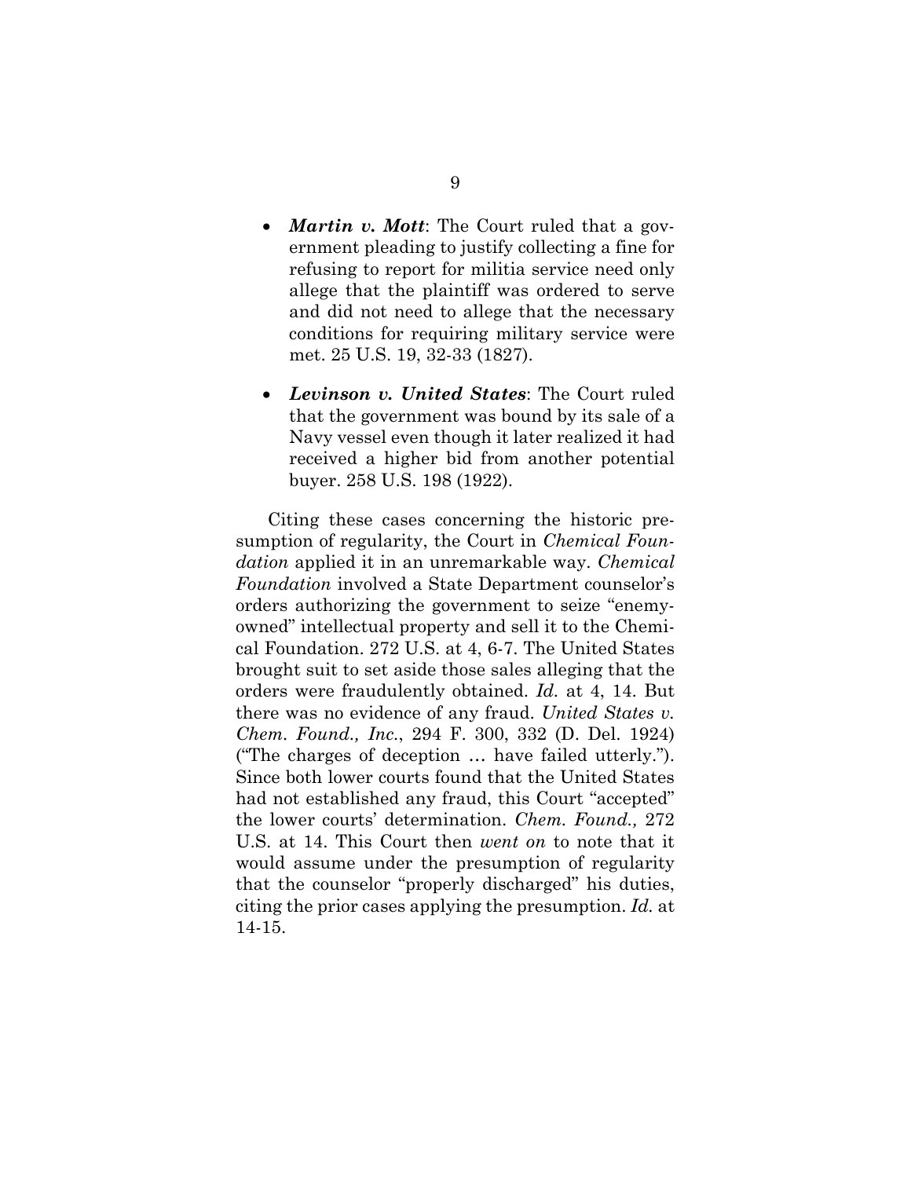- ***Martin v. Mott***: The Court ruled that a government pleading to justify collecting a fine for refusing to report for militia service need only allege that the plaintiff was ordered to serve and did not need to allege that the necessary conditions for requiring military service were met. 25 U.S. 19, 32-33 (1827).

- ***Levinson v. United States***: The Court ruled that the government was bound by its sale of a Navy vessel even though it later realized it had received a higher bid from another potential buyer. 258 U.S. 198 (1922).

Citing these cases concerning the historic presumption of regularity, the Court in *Chemical Foundation* applied it in an unremarkable way. *Chemical Foundation* involved a State Department counselor's orders authorizing the government to seize "enemy-owned" intellectual property and sell it to the Chemical Foundation. 272 U.S. at 4, 6-7. The United States brought suit to set aside those sales alleging that the orders were fraudulently obtained. *Id.* at 4, 14. But there was no evidence of any fraud. *United States v. Chem. Found., Inc.*, 294 F. 300, 332 (D. Del. 1924) ("The charges of deception … have failed utterly."). Since both lower courts found that the United States had not established any fraud, this Court "accepted" the lower courts' determination. *Chem. Found.,* 272 U.S. at 14. This Court then *went on* to note that it would assume under the presumption of regularity that the counselor "properly discharged" his duties, citing the prior cases applying the presumption. *Id.* at 14-15.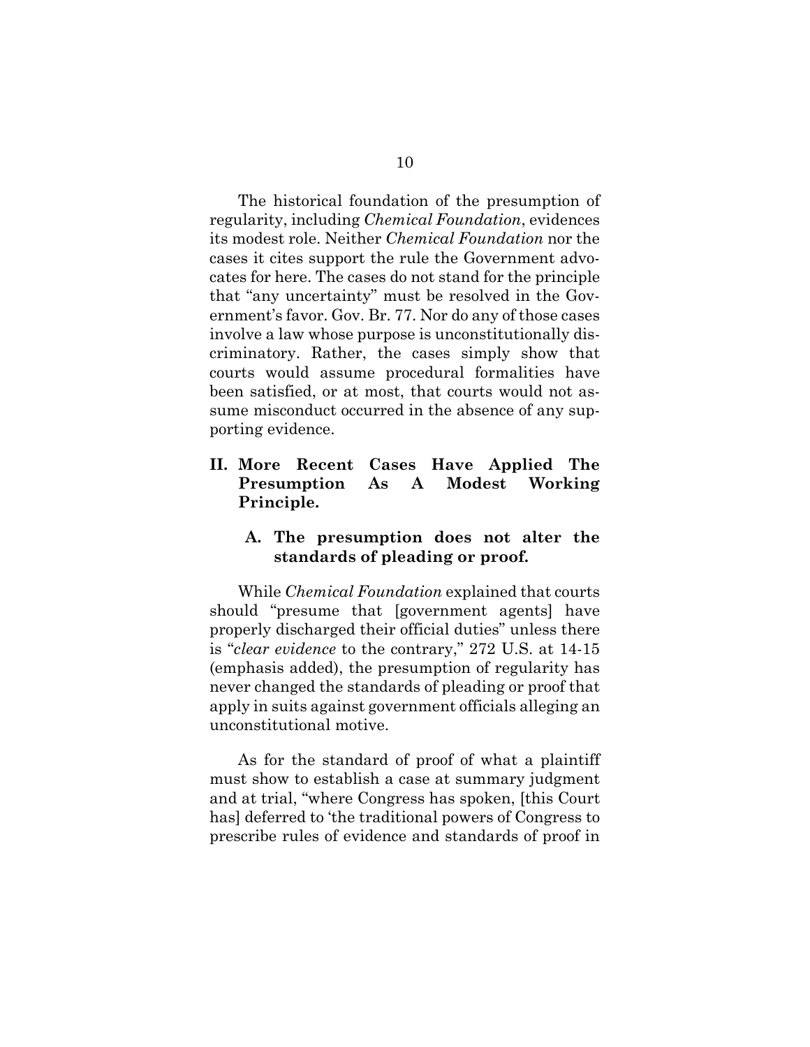The historical foundation of the presumption of regularity, including *Chemical Foundation*, evidences its modest role. Neither *Chemical Foundation* nor the cases it cites support the rule the Government advocates for here. The cases do not stand for the principle that "any uncertainty" must be resolved in the Government's favor. Gov. Br. 77. Nor do any of those cases involve a law whose purpose is unconstitutionally discriminatory. Rather, the cases simply show that courts would assume procedural formalities have been satisfied, or at most, that courts would not assume misconduct occurred in the absence of any supporting evidence.

## II. More Recent Cases Have Applied The Presumption As A Modest Working Principle.

### A. The presumption does not alter the standards of pleading or proof.

While *Chemical Foundation* explained that courts should "presume that [government agents] have properly discharged their official duties" unless there is "*clear evidence* to the contrary," 272 U.S. at 14-15 (emphasis added), the presumption of regularity has never changed the standards of pleading or proof that apply in suits against government officials alleging an unconstitutional motive.

As for the standard of proof of what a plaintiff must show to establish a case at summary judgment and at trial, "where Congress has spoken, [this Court has] deferred to 'the traditional powers of Congress to prescribe rules of evidence and standards of proof in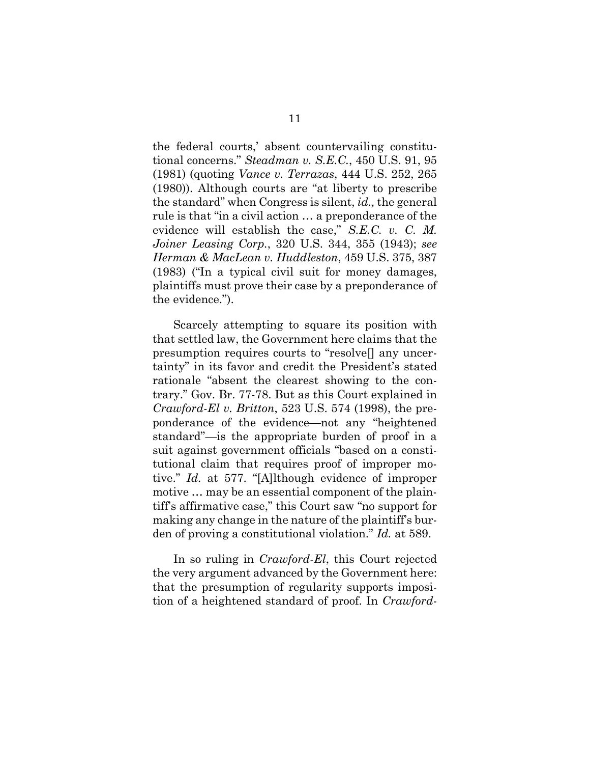the federal courts,' absent countervailing constitutional concerns." *Steadman v. S.E.C.*, 450 U.S. 91, 95 (1981) (quoting *Vance v. Terrazas*, 444 U.S. 252, 265 (1980)). Although courts are "at liberty to prescribe the standard" when Congress is silent, *id.,* the general rule is that "in a civil action … a preponderance of the evidence will establish the case," *S.E.C. v. C. M. Joiner Leasing Corp.*, 320 U.S. 344, 355 (1943); *see Herman & MacLean v. Huddleston*, 459 U.S. 375, 387 (1983) ("In a typical civil suit for money damages, plaintiffs must prove their case by a preponderance of the evidence.").

Scarcely attempting to square its position with that settled law, the Government here claims that the presumption requires courts to "resolve[] any uncertainty" in its favor and credit the President's stated rationale "absent the clearest showing to the contrary." Gov. Br. 77-78. But as this Court explained in *Crawford-El v. Britton*, 523 U.S. 574 (1998), the preponderance of the evidence—not any "heightened standard"—is the appropriate burden of proof in a suit against government officials "based on a constitutional claim that requires proof of improper motive." *Id.* at 577. "[A]lthough evidence of improper motive … may be an essential component of the plaintiff's affirmative case," this Court saw "no support for making any change in the nature of the plaintiff's burden of proving a constitutional violation." *Id.* at 589.

In so ruling in *Crawford-El*, this Court rejected the very argument advanced by the Government here: that the presumption of regularity supports imposition of a heightened standard of proof. In *Crawford-*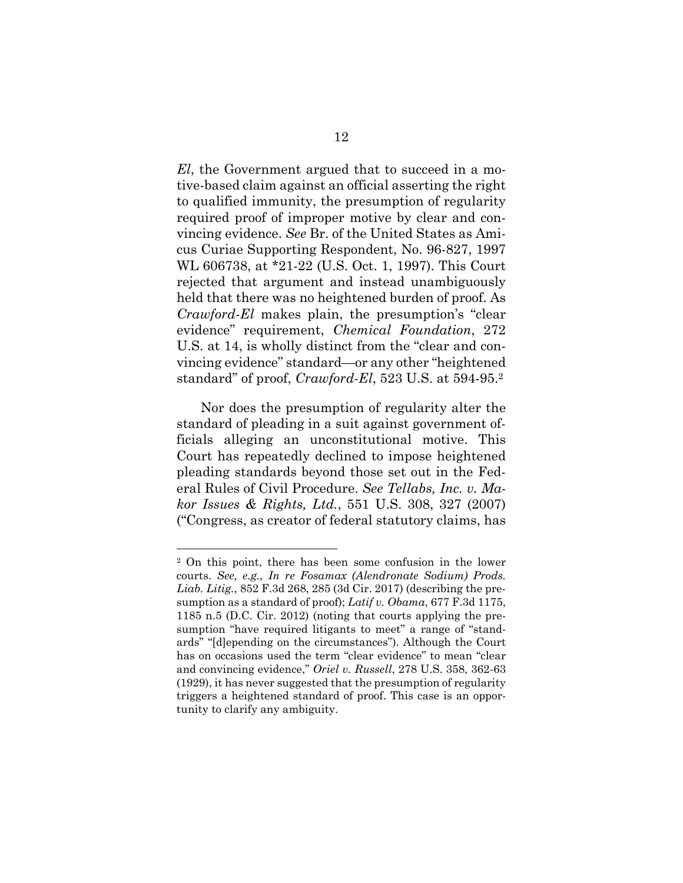*El*, the Government argued that to succeed in a motive-based claim against an official asserting the right to qualified immunity, the presumption of regularity required proof of improper motive by clear and convincing evidence. *See* Br. of the United States as Amicus Curiae Supporting Respondent, No. 96-827, 1997 WL 606738, at *21-22 (U.S. Oct. 1, 1997). This Court rejected that argument and instead unambiguously held that there was no heightened burden of proof. As *Crawford-El* makes plain, the presumption's "clear evidence" requirement, *Chemical Foundation*, 272 U.S. at 14, is wholly distinct from the "clear and convincing evidence" standard—or any other "heightened standard" of proof, *Crawford-El*, 523 U.S. at 594-95.[2]

Nor does the presumption of regularity alter the standard of pleading in a suit against government officials alleging an unconstitutional motive. This Court has repeatedly declined to impose heightened pleading standards beyond those set out in the Federal Rules of Civil Procedure. *See Tellabs, Inc. v. Makor Issues & Rights, Ltd.*, 551 U.S. 308, 327 (2007) ("Congress, as creator of federal statutory claims, has

---

[2] On this point, there has been some confusion in the lower courts. *See, e.g., In re Fosamax (Alendronate Sodium) Prods. Liab. Litig.*, 852 F.3d 268, 285 (3d Cir. 2017) (describing the presumption as a standard of proof); *Latif v. Obama*, 677 F.3d 1175, 1185 n.5 (D.C. Cir. 2012) (noting that courts applying the presumption "have required litigants to meet" a range of "standards" "[d]epending on the circumstances"). Although the Court has on occasions used the term "clear evidence" to mean "clear and convincing evidence," *Oriel v. Russell*, 278 U.S. 358, 362-63 (1929), it has never suggested that the presumption of regularity triggers a heightened standard of proof. This case is an opportunity to clarify any ambiguity.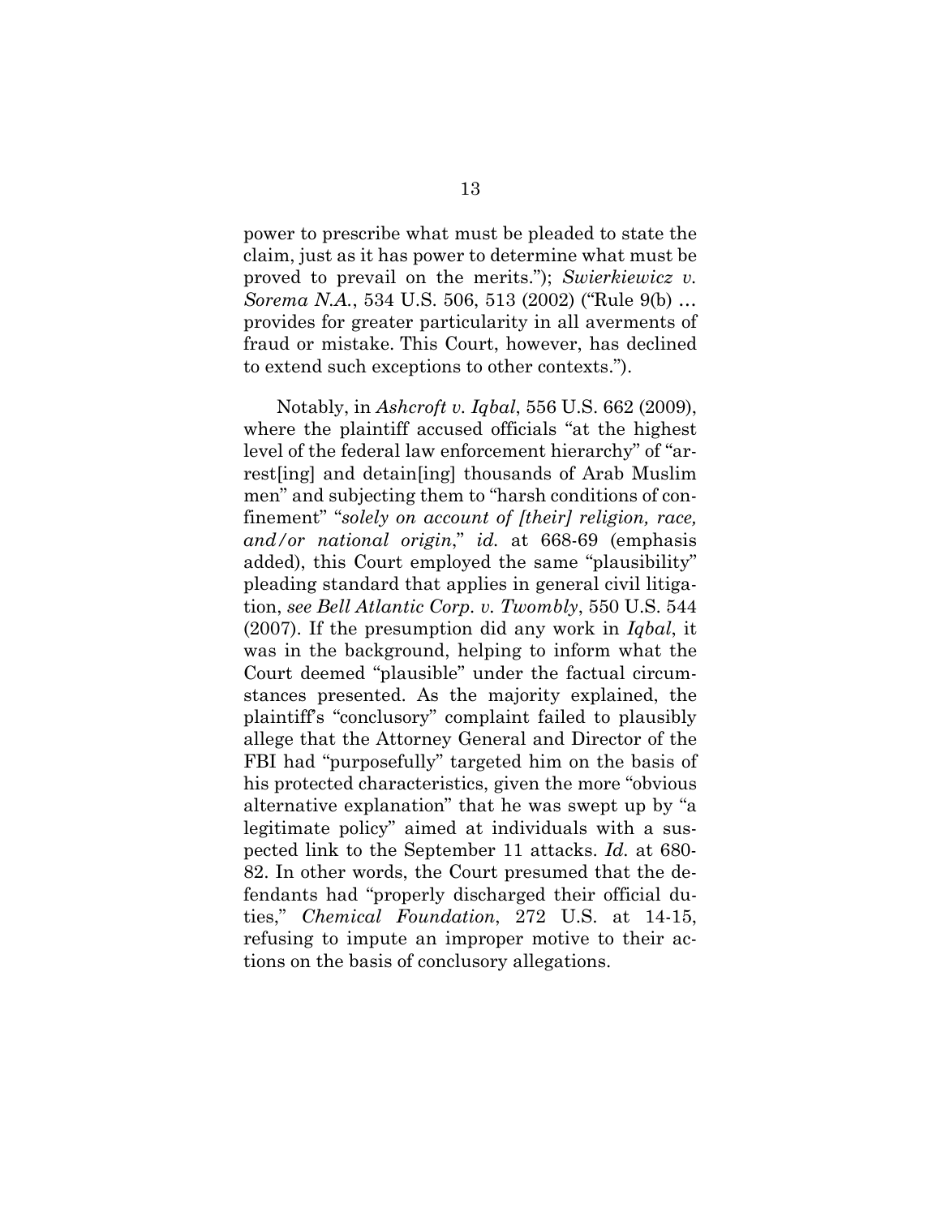power to prescribe what must be pleaded to state the claim, just as it has power to determine what must be proved to prevail on the merits."); *Swierkiewicz v. Sorema N.A.*, 534 U.S. 506, 513 (2002) ("Rule 9(b) … provides for greater particularity in all averments of fraud or mistake. This Court, however, has declined to extend such exceptions to other contexts.").

Notably, in *Ashcroft v. Iqbal*, 556 U.S. 662 (2009), where the plaintiff accused officials "at the highest level of the federal law enforcement hierarchy" of "arrest[ing] and detain[ing] thousands of Arab Muslim men" and subjecting them to "harsh conditions of confinement" "*solely on account of [their] religion, race, and/or national origin*," *id.* at 668-69 (emphasis added), this Court employed the same "plausibility" pleading standard that applies in general civil litigation, *see Bell Atlantic Corp. v. Twombly*, 550 U.S. 544 (2007). If the presumption did any work in *Iqbal*, it was in the background, helping to inform what the Court deemed "plausible" under the factual circumstances presented. As the majority explained, the plaintiff's "conclusory" complaint failed to plausibly allege that the Attorney General and Director of the FBI had "purposefully" targeted him on the basis of his protected characteristics, given the more "obvious alternative explanation" that he was swept up by "a legitimate policy" aimed at individuals with a suspected link to the September 11 attacks. *Id.* at 680-82. In other words, the Court presumed that the defendants had "properly discharged their official duties," *Chemical Foundation*, 272 U.S. at 14-15, refusing to impute an improper motive to their actions on the basis of conclusory allegations.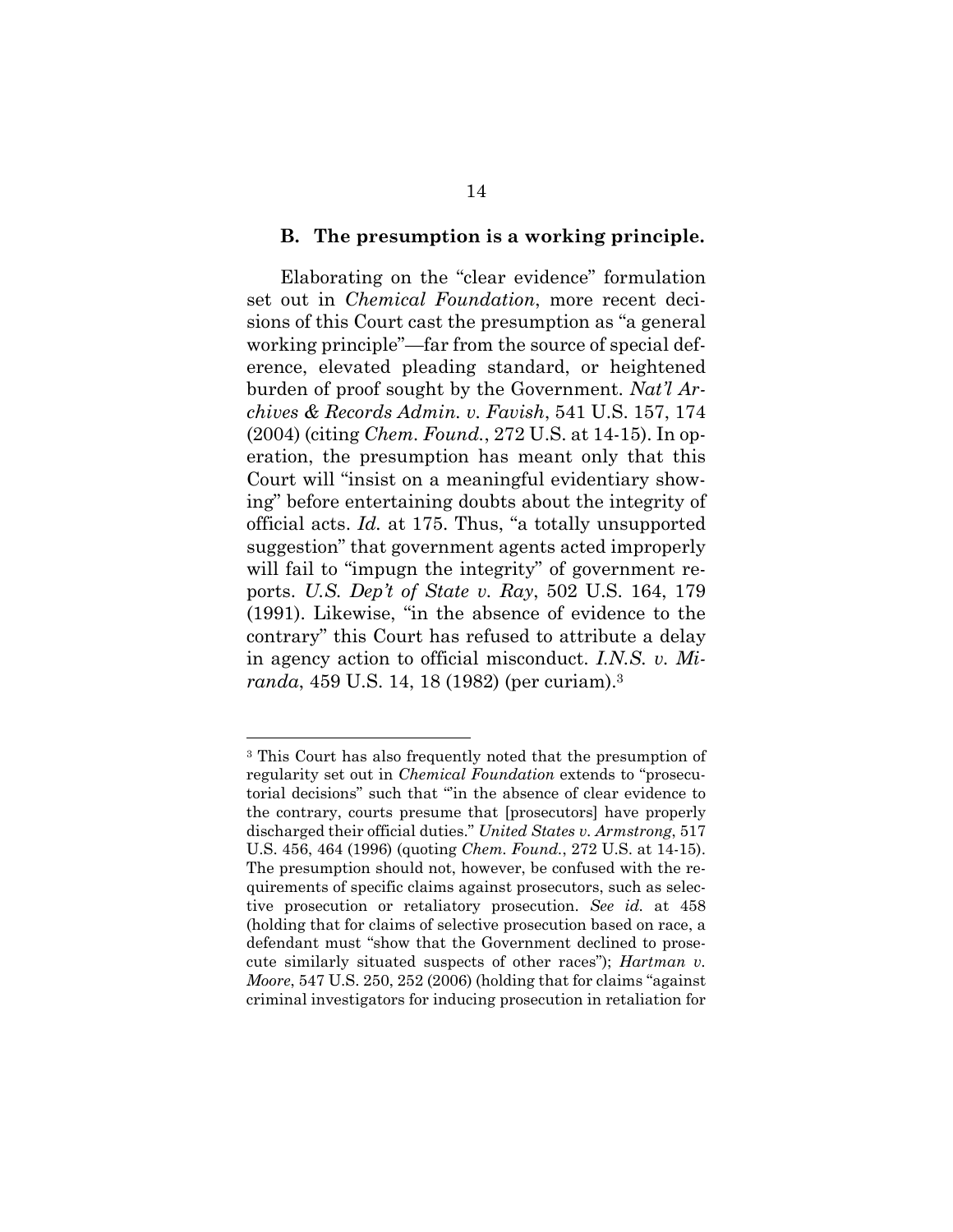### B. The presumption is a working principle.

Elaborating on the "clear evidence" formulation set out in *Chemical Foundation*, more recent decisions of this Court cast the presumption as "a general working principle"—far from the source of special deference, elevated pleading standard, or heightened burden of proof sought by the Government. *Nat'l Archives & Records Admin. v. Favish*, 541 U.S. 157, 174 (2004) (citing *Chem. Found.*, 272 U.S. at 14-15). In operation, the presumption has meant only that this Court will "insist on a meaningful evidentiary showing" before entertaining doubts about the integrity of official acts. *Id.* at 175. Thus, "a totally unsupported suggestion" that government agents acted improperly will fail to "impugn the integrity" of government reports. *U.S. Dep't of State v. Ray*, 502 U.S. 164, 179 (1991). Likewise, "in the absence of evidence to the contrary" this Court has refused to attribute a delay in agency action to official misconduct. *I.N.S. v. Miranda*, 459 U.S. 14, 18 (1982) (per curiam).[3]

---

[3] This Court has also frequently noted that the presumption of regularity set out in *Chemical Foundation* extends to "prosecutorial decisions" such that "'in the absence of clear evidence to the contrary, courts presume that [prosecutors] have properly discharged their official duties." *United States v. Armstrong*, 517 U.S. 456, 464 (1996) (quoting *Chem. Found.*, 272 U.S. at 14-15). The presumption should not, however, be confused with the requirements of specific claims against prosecutors, such as selective prosecution or retaliatory prosecution. *See id.* at 458 (holding that for claims of selective prosecution based on race, a defendant must "show that the Government declined to prosecute similarly situated suspects of other races"); *Hartman v. Moore*, 547 U.S. 250, 252 (2006) (holding that for claims "against criminal investigators for inducing prosecution in retaliation for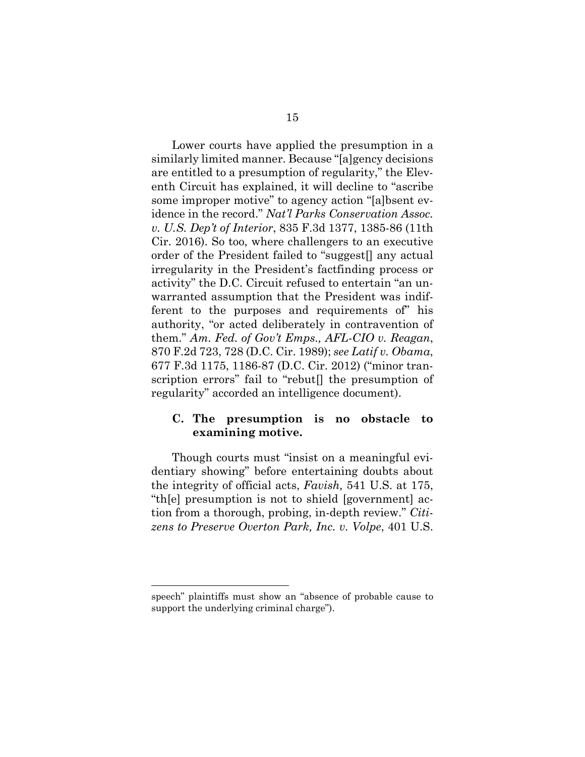Lower courts have applied the presumption in a similarly limited manner. Because "[a]gency decisions are entitled to a presumption of regularity," the Eleventh Circuit has explained, it will decline to "ascribe some improper motive" to agency action "[a]bsent evidence in the record." *Nat'l Parks Conservation Assoc. v. U.S. Dep't of Interior*, 835 F.3d 1377, 1385-86 (11th Cir. 2016). So too, where challengers to an executive order of the President failed to "suggest[] any actual irregularity in the President's factfinding process or activity" the D.C. Circuit refused to entertain "an unwarranted assumption that the President was indifferent to the purposes and requirements of" his authority, "or acted deliberately in contravention of them." *Am. Fed. of Gov't Emps., AFL-CIO v. Reagan*, 870 F.2d 723, 728 (D.C. Cir. 1989); *see Latif v. Obama*, 677 F.3d 1175, 1186-87 (D.C. Cir. 2012) ("minor transcription errors" fail to "rebut[] the presumption of regularity" accorded an intelligence document).

### C. The presumption is no obstacle to examining motive.

Though courts must "insist on a meaningful evidentiary showing" before entertaining doubts about the integrity of official acts, *Favish,* 541 U.S. at 175, "th[e] presumption is not to shield [government] action from a thorough, probing, in-depth review." *Citizens to Preserve Overton Park, Inc. v. Volpe*, 401 U.S.

---

speech" plaintiffs must show an "absence of probable cause to support the underlying criminal charge").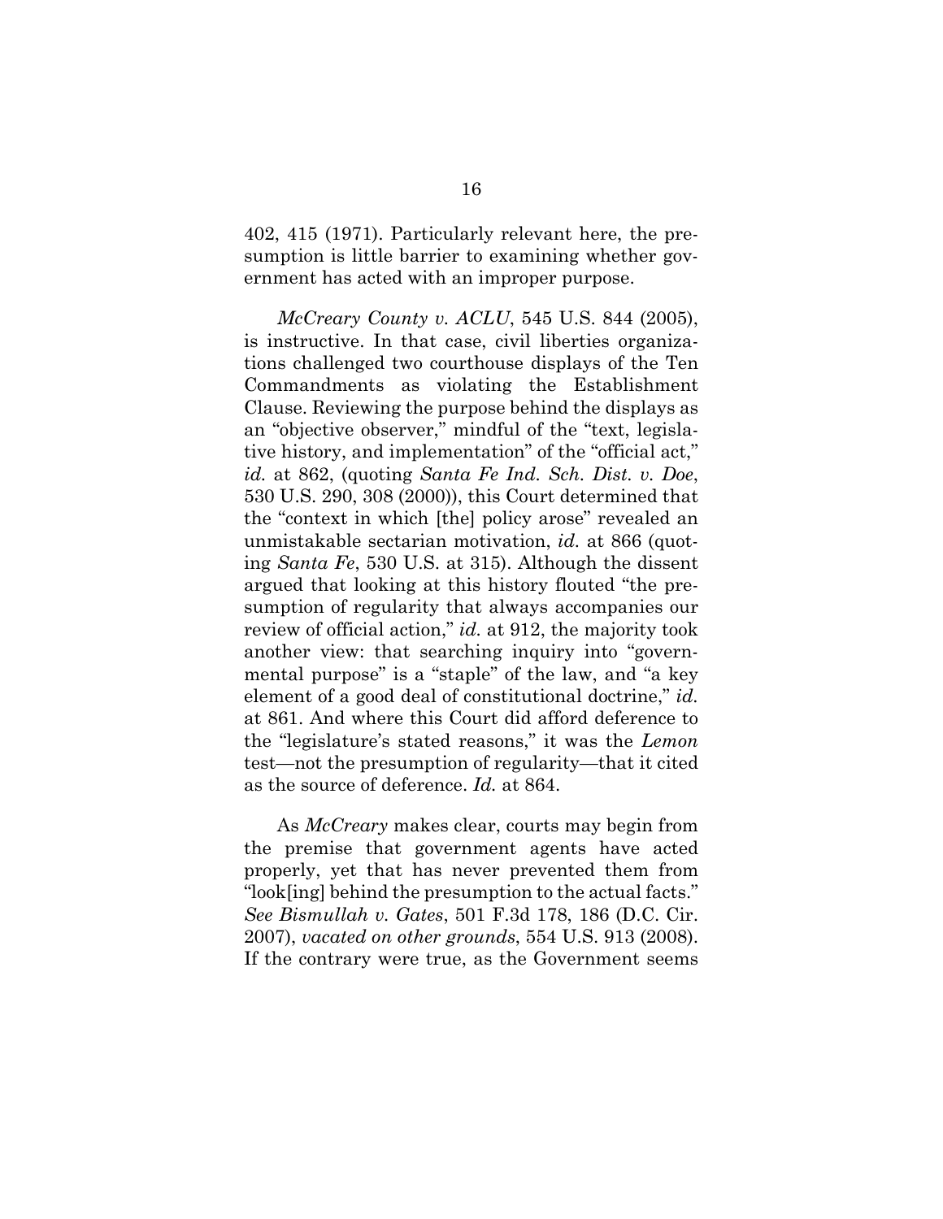402, 415 (1971). Particularly relevant here, the presumption is little barrier to examining whether government has acted with an improper purpose.

*McCreary County v. ACLU*, 545 U.S. 844 (2005), is instructive. In that case, civil liberties organizations challenged two courthouse displays of the Ten Commandments as violating the Establishment Clause. Reviewing the purpose behind the displays as an "objective observer," mindful of the "text, legislative history, and implementation" of the "official act," *id.* at 862, (quoting *Santa Fe Ind. Sch. Dist. v. Doe*, 530 U.S. 290, 308 (2000)), this Court determined that the "context in which [the] policy arose" revealed an unmistakable sectarian motivation, *id.* at 866 (quoting *Santa Fe*, 530 U.S. at 315). Although the dissent argued that looking at this history flouted "the presumption of regularity that always accompanies our review of official action," *id.* at 912, the majority took another view: that searching inquiry into "governmental purpose" is a "staple" of the law, and "a key element of a good deal of constitutional doctrine," *id.* at 861. And where this Court did afford deference to the "legislature's stated reasons," it was the *Lemon* test—not the presumption of regularity—that it cited as the source of deference. *Id.* at 864.

As *McCreary* makes clear, courts may begin from the premise that government agents have acted properly, yet that has never prevented them from "look[ing] behind the presumption to the actual facts." *See Bismullah v. Gates*, 501 F.3d 178, 186 (D.C. Cir. 2007), *vacated on other grounds*, 554 U.S. 913 (2008). If the contrary were true, as the Government seems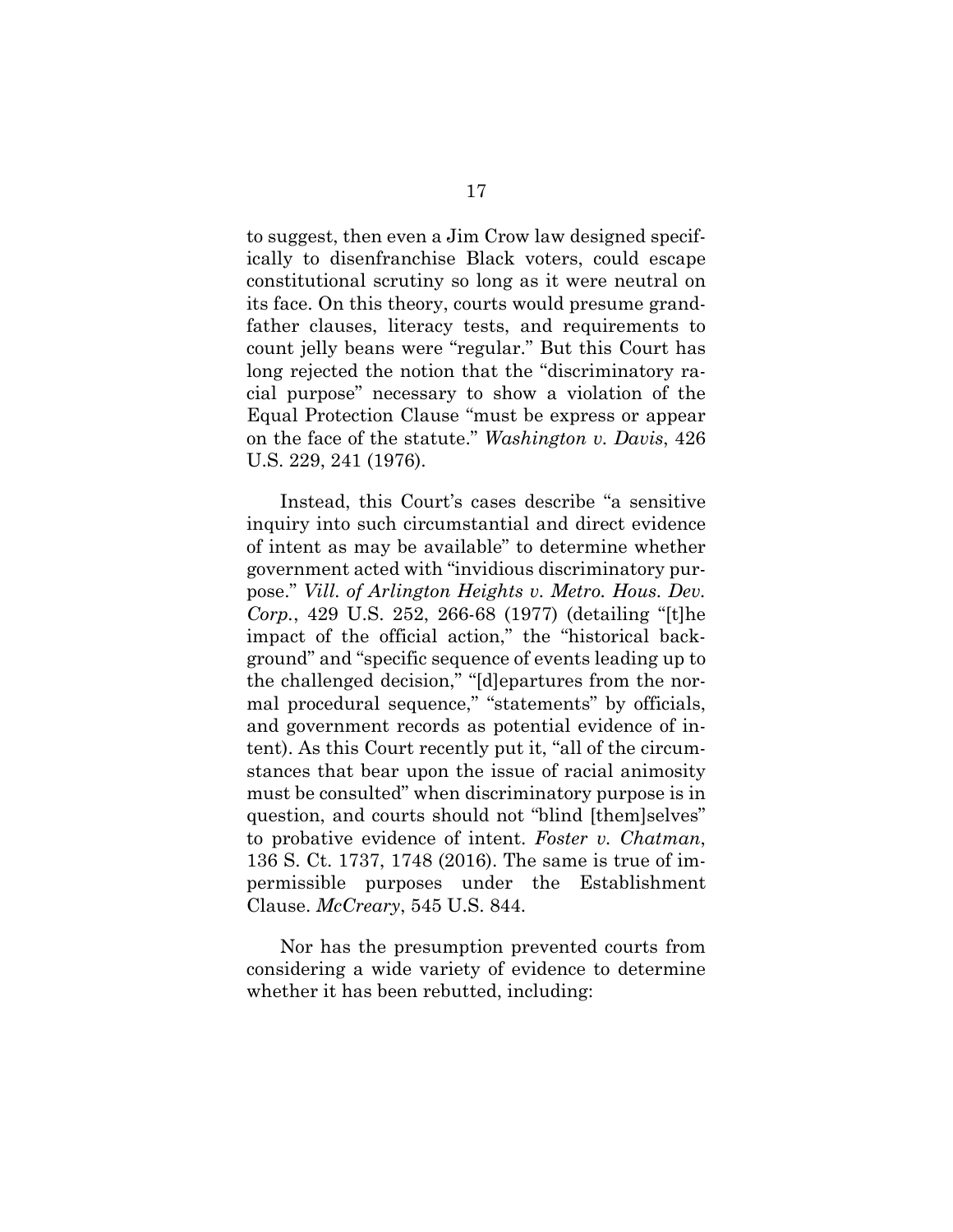to suggest, then even a Jim Crow law designed specifically to disenfranchise Black voters, could escape constitutional scrutiny so long as it were neutral on its face. On this theory, courts would presume grandfather clauses, literacy tests, and requirements to count jelly beans were "regular." But this Court has long rejected the notion that the "discriminatory racial purpose" necessary to show a violation of the Equal Protection Clause "must be express or appear on the face of the statute." *Washington v. Davis*, 426 U.S. 229, 241 (1976).

Instead, this Court's cases describe "a sensitive inquiry into such circumstantial and direct evidence of intent as may be available" to determine whether government acted with "invidious discriminatory purpose." *Vill. of Arlington Heights v. Metro. Hous. Dev. Corp.*, 429 U.S. 252, 266-68 (1977) (detailing "[t]he impact of the official action," the "historical background" and "specific sequence of events leading up to the challenged decision," "[d]epartures from the normal procedural sequence," "statements" by officials, and government records as potential evidence of intent). As this Court recently put it, "all of the circumstances that bear upon the issue of racial animosity must be consulted" when discriminatory purpose is in question, and courts should not "blind [them]selves" to probative evidence of intent. *Foster v. Chatman*, 136 S. Ct. 1737, 1748 (2016). The same is true of impermissible purposes under the Establishment Clause. *McCreary*, 545 U.S. 844.

Nor has the presumption prevented courts from considering a wide variety of evidence to determine whether it has been rebutted, including: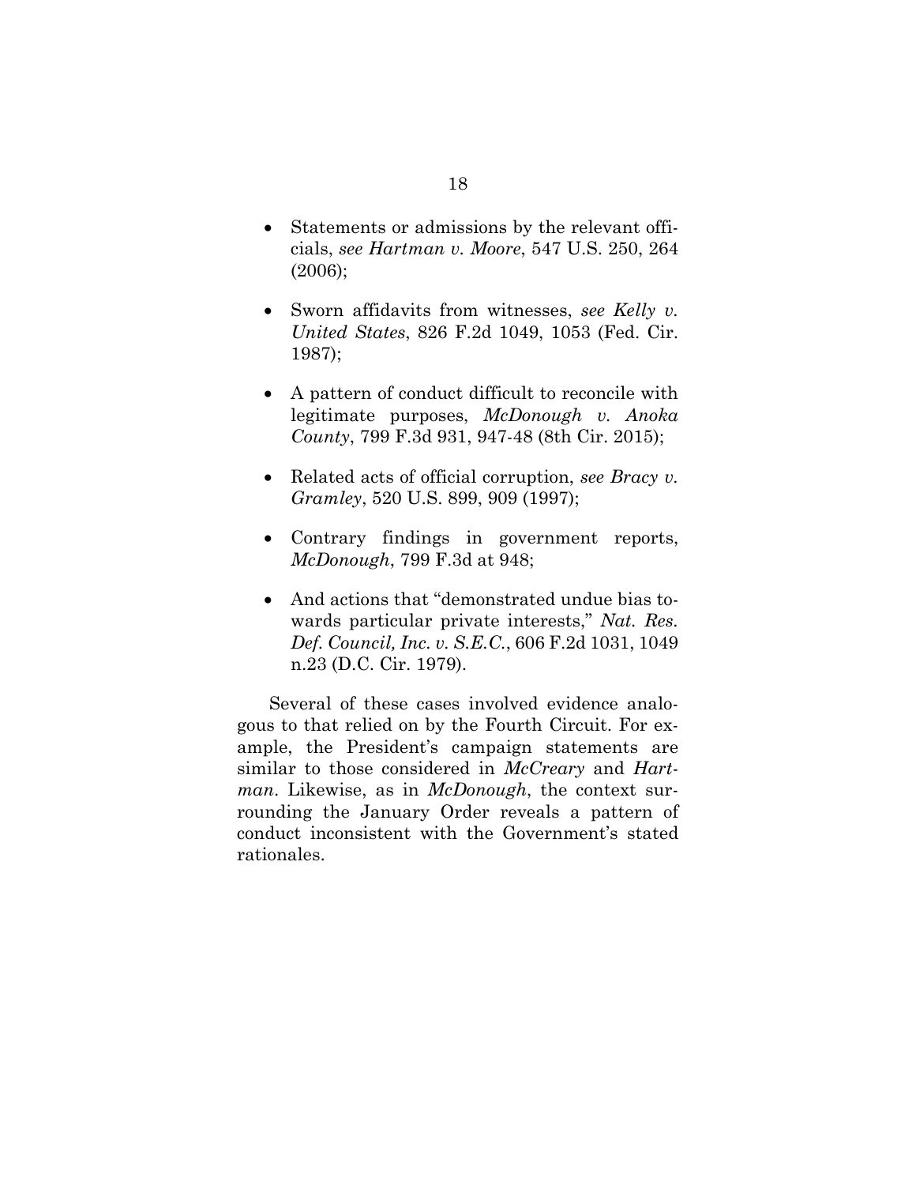- Statements or admissions by the relevant officials, *see Hartman v. Moore*, 547 U.S. 250, 264 (2006);

- Sworn affidavits from witnesses, *see Kelly v. United States*, 826 F.2d 1049, 1053 (Fed. Cir. 1987);

- A pattern of conduct difficult to reconcile with legitimate purposes, *McDonough v. Anoka County*, 799 F.3d 931, 947-48 (8th Cir. 2015);

- Related acts of official corruption, *see Bracy v. Gramley*, 520 U.S. 899, 909 (1997);

- Contrary findings in government reports, *McDonough*, 799 F.3d at 948;

- And actions that "demonstrated undue bias towards particular private interests," *Nat. Res. Def. Council, Inc. v. S.E.C.*, 606 F.2d 1031, 1049 n.23 (D.C. Cir. 1979).

Several of these cases involved evidence analogous to that relied on by the Fourth Circuit. For example, the President's campaign statements are similar to those considered in *McCreary* and *Hartman*. Likewise, as in *McDonough*, the context surrounding the January Order reveals a pattern of conduct inconsistent with the Government's stated rationales.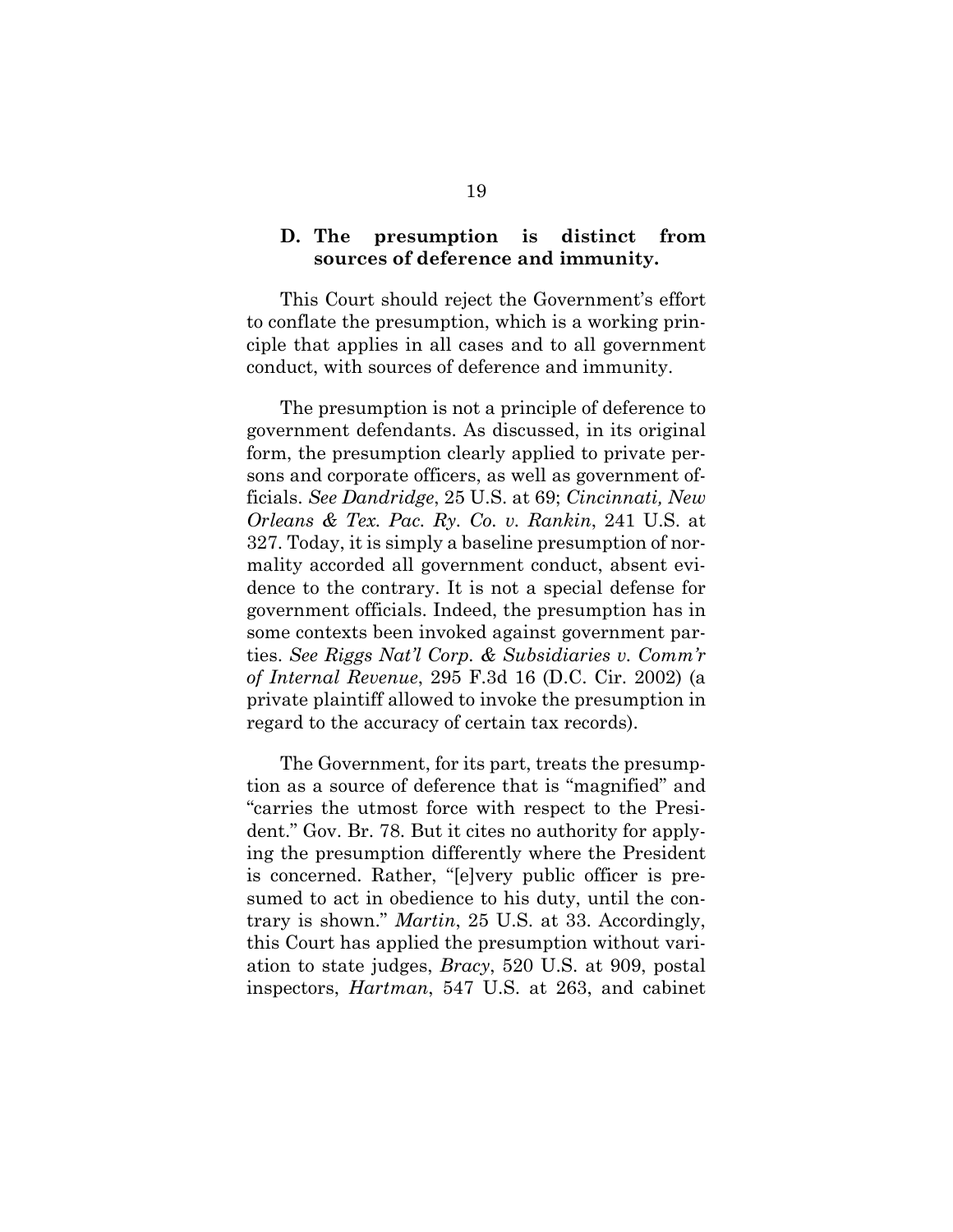### D. The presumption is distinct from sources of deference and immunity.

This Court should reject the Government's effort to conflate the presumption, which is a working principle that applies in all cases and to all government conduct, with sources of deference and immunity.

The presumption is not a principle of deference to government defendants. As discussed, in its original form, the presumption clearly applied to private persons and corporate officers, as well as government officials. *See Dandridge*, 25 U.S. at 69; *Cincinnati, New Orleans & Tex. Pac. Ry. Co. v. Rankin*, 241 U.S. at 327. Today, it is simply a baseline presumption of normality accorded all government conduct, absent evidence to the contrary. It is not a special defense for government officials. Indeed, the presumption has in some contexts been invoked against government parties. *See Riggs Nat'l Corp. & Subsidiaries v. Comm'r of Internal Revenue*, 295 F.3d 16 (D.C. Cir. 2002) (a private plaintiff allowed to invoke the presumption in regard to the accuracy of certain tax records).

The Government, for its part, treats the presumption as a source of deference that is "magnified" and "carries the utmost force with respect to the President." Gov. Br. 78. But it cites no authority for applying the presumption differently where the President is concerned. Rather, "[e]very public officer is presumed to act in obedience to his duty, until the contrary is shown." *Martin*, 25 U.S. at 33. Accordingly, this Court has applied the presumption without variation to state judges, *Bracy*, 520 U.S. at 909, postal inspectors, *Hartman*, 547 U.S. at 263, and cabinet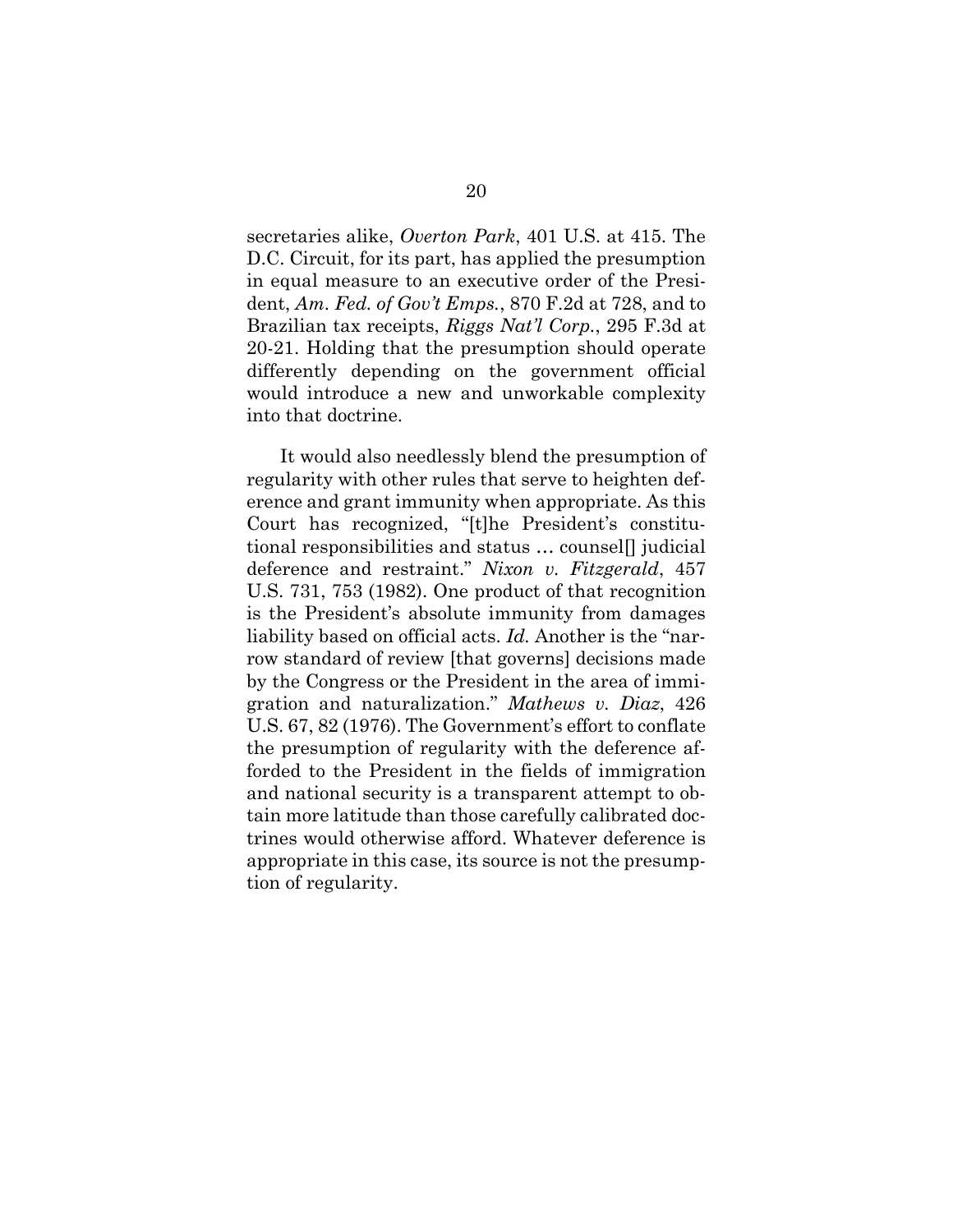secretaries alike, *Overton Park*, 401 U.S. at 415. The D.C. Circuit, for its part, has applied the presumption in equal measure to an executive order of the President, *Am. Fed. of Gov't Emps.*, 870 F.2d at 728, and to Brazilian tax receipts, *Riggs Nat'l Corp.*, 295 F.3d at 20-21. Holding that the presumption should operate differently depending on the government official would introduce a new and unworkable complexity into that doctrine.

It would also needlessly blend the presumption of regularity with other rules that serve to heighten deference and grant immunity when appropriate. As this Court has recognized, "[t]he President's constitutional responsibilities and status … counsel[] judicial deference and restraint." *Nixon v. Fitzgerald*, 457 U.S. 731, 753 (1982). One product of that recognition is the President's absolute immunity from damages liability based on official acts. *Id.* Another is the "narrow standard of review [that governs] decisions made by the Congress or the President in the area of immigration and naturalization." *Mathews v. Diaz*, 426 U.S. 67, 82 (1976). The Government's effort to conflate the presumption of regularity with the deference afforded to the President in the fields of immigration and national security is a transparent attempt to obtain more latitude than those carefully calibrated doctrines would otherwise afford. Whatever deference is appropriate in this case, its source is not the presumption of regularity.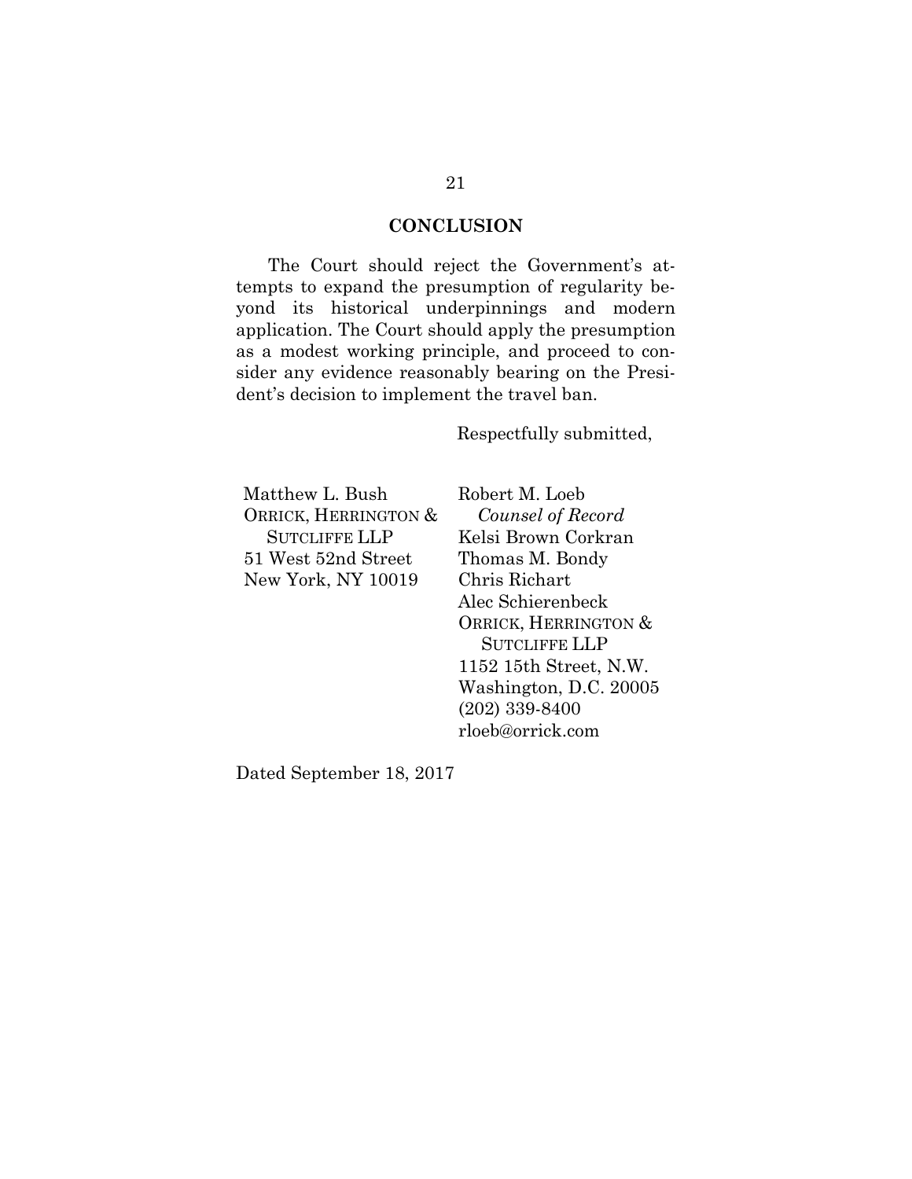## CONCLUSION

The Court should reject the Government's attempts to expand the presumption of regularity beyond its historical underpinnings and modern application. The Court should apply the presumption as a modest working principle, and proceed to consider any evidence reasonably bearing on the President's decision to implement the travel ban.

Respectfully submitted,

Matthew L. Bush
ORRICK, HERRINGTON & SUTCLIFFE LLP
51 West 52nd Street
New York, NY 10019

Robert M. Loeb
*Counsel of Record*
Kelsi Brown Corkran
Thomas M. Bondy
Chris Richart
Alec Schierenbeck
ORRICK, HERRINGTON & SUTCLIFFE LLP
1152 15th Street, N.W.
Washington, D.C. 20005
(202) 339-8400
rloeb@orrick.com

Dated September 18, 2017